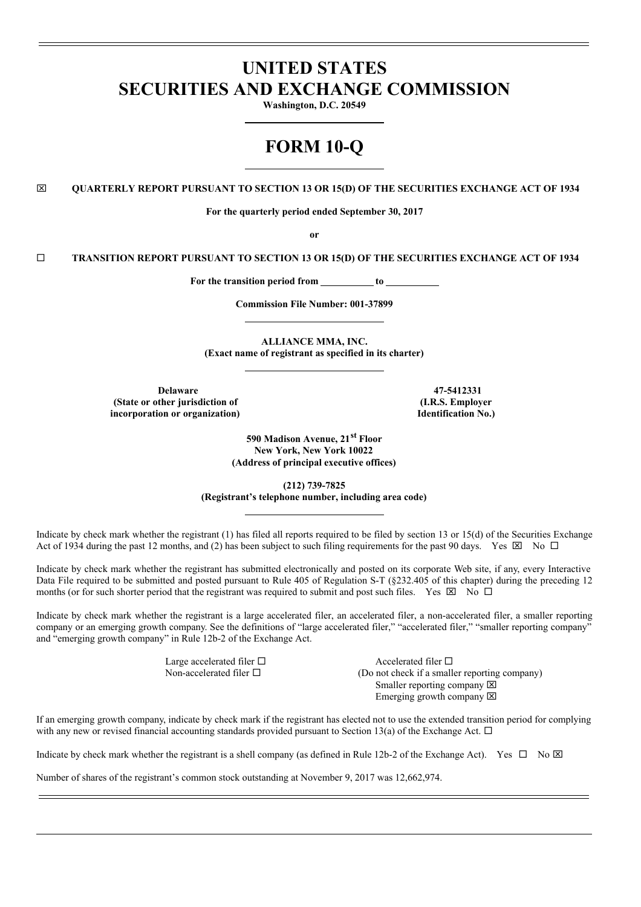# UNITED STATES SECURITIES AND EXCHANGE COMMISSION

**Washington, D.C. 20549**

# FORM 10-Q

☒ **QUARTERLY REPORT PURSUANT TO SECTION 13 OR 15(D) OF THE SECURITIES EXCHANGE ACT OF 1934**

**For the quarterly period ended September 30, 2017**

**or**

☐ **TRANSITION REPORT PURSUANT TO SECTION 13 OR 15(D) OF THE SECURITIES EXCHANGE ACT OF 1934**

**For the transition period from \_\_\_\_\_\_\_\_\_\_ to \_\_\_\_\_\_\_\_\_\_**

**Commission File Number: 001-37899**

**ALLIANCE MMA, INC.**
**(Exact name of registrant as specified in its charter)**

| **Delaware** | **47-5412331** |
|---|---|
| **(State or other jurisdiction of incorporation or organization)** | **(I.R.S. Employer Identification No.)** |

**590 Madison Avenue, 21st Floor**
**New York, New York 10022**
**(Address of principal executive offices)**

**(212) 739-7825**
**(Registrant's telephone number, including area code)**

Indicate by check mark whether the registrant (1) has filed all reports required to be filed by section 13 or 15(d) of the Securities Exchange Act of 1934 during the past 12 months, and (2) has been subject to such filing requirements for the past 90 days. Yes ☒ No ☐

Indicate by check mark whether the registrant has submitted electronically and posted on its corporate Web site, if any, every Interactive Data File required to be submitted and posted pursuant to Rule 405 of Regulation S-T (§232.405 of this chapter) during the preceding 12 months (or for such shorter period that the registrant was required to submit and post such files. Yes ☒ No ☐

Indicate by check mark whether the registrant is a large accelerated filer, an accelerated filer, a non-accelerated filer, a smaller reporting company or an emerging growth company. See the definitions of "large accelerated filer," "accelerated filer," "smaller reporting company" and "emerging growth company" in Rule 12b-2 of the Exchange Act.

| | |
|---|---|
| Large accelerated filer ☐ | Accelerated filer ☐ |
| Non-accelerated filer ☐ | (Do not check if a smaller reporting company) |
| | Smaller reporting company ☒ |
| | Emerging growth company ☒ |

If an emerging growth company, indicate by check mark if the registrant has elected not to use the extended transition period for complying with any new or revised financial accounting standards provided pursuant to Section 13(a) of the Exchange Act. ☐

Indicate by check mark whether the registrant is a shell company (as defined in Rule 12b-2 of the Exchange Act). Yes ☐ No ☒

Number of shares of the registrant's common stock outstanding at November 9, 2017 was 12,662,974.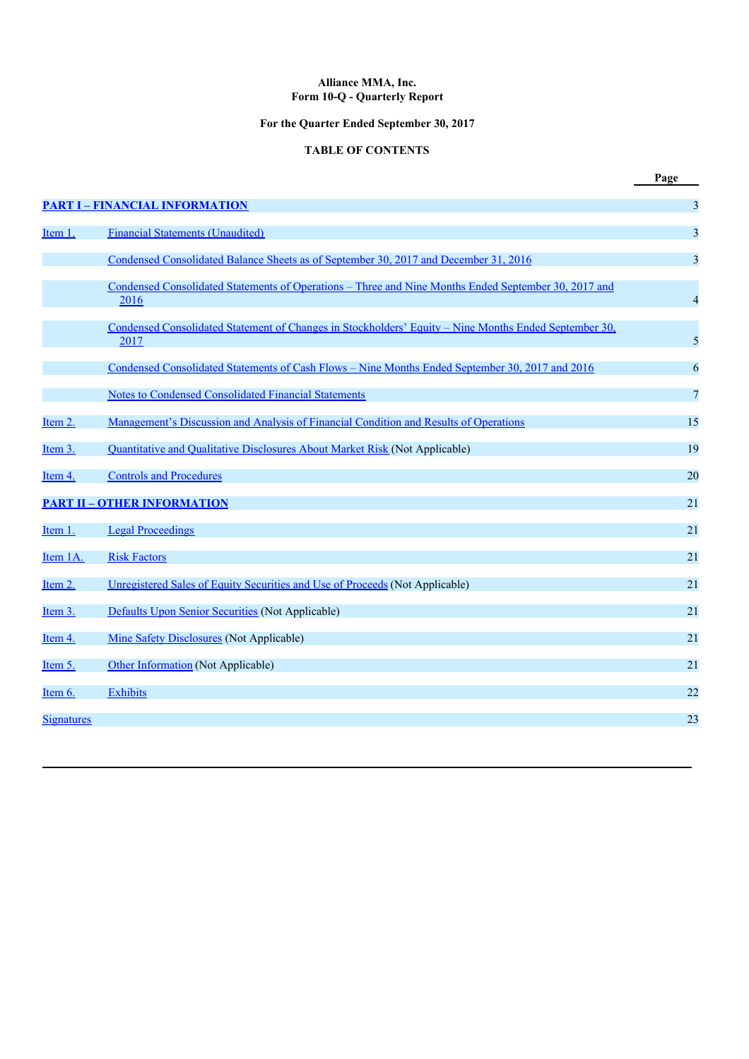**Alliance MMA, Inc.**
**Form 10-Q - Quarterly Report**

**For the Quarter Ended September 30, 2017**

**TABLE OF CONTENTS**

| | | Page |
|---|---|---|
| **PART I – FINANCIAL INFORMATION** | | 3 |
| Item 1. | Financial Statements (Unaudited) | 3 |
| | Condensed Consolidated Balance Sheets as of September 30, 2017 and December 31, 2016 | 3 |
| | Condensed Consolidated Statements of Operations – Three and Nine Months Ended September 30, 2017 and 2016 | 4 |
| | Condensed Consolidated Statement of Changes in Stockholders' Equity – Nine Months Ended September 30, 2017 | 5 |
| | Condensed Consolidated Statements of Cash Flows – Nine Months Ended September 30, 2017 and 2016 | 6 |
| | Notes to Condensed Consolidated Financial Statements | 7 |
| Item 2. | Management's Discussion and Analysis of Financial Condition and Results of Operations | 15 |
| Item 3. | Quantitative and Qualitative Disclosures About Market Risk (Not Applicable) | 19 |
| Item 4. | Controls and Procedures | 20 |
| **PART II – OTHER INFORMATION** | | 21 |
| Item 1. | Legal Proceedings | 21 |
| Item 1A. | Risk Factors | 21 |
| Item 2. | Unregistered Sales of Equity Securities and Use of Proceeds (Not Applicable) | 21 |
| Item 3. | Defaults Upon Senior Securities (Not Applicable) | 21 |
| Item 4. | Mine Safety Disclosures (Not Applicable) | 21 |
| Item 5. | Other Information (Not Applicable) | 21 |
| Item 6. | Exhibits | 22 |
| Signatures | | 23 |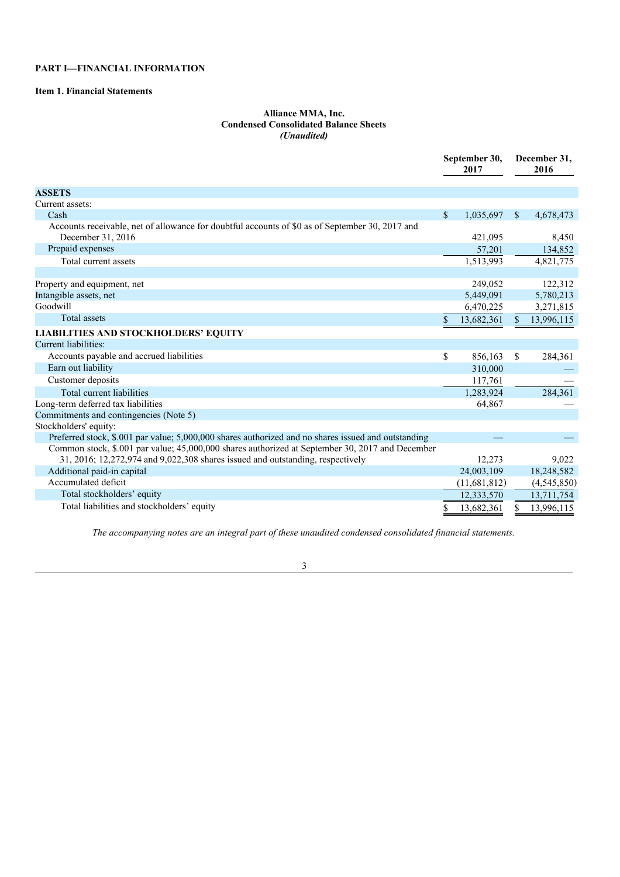**PART I—FINANCIAL INFORMATION**

**Item 1. Financial Statements**

**Alliance MMA, Inc.**
**Condensed Consolidated Balance Sheets**
***(Unaudited)***

| | September 30, 2017 | December 31, 2016 |
|---|---|---|
| **ASSETS** | | |
| Current assets: | | |
| Cash | $ 1,035,697 | $ 4,678,473 |
| Accounts receivable, net of allowance for doubtful accounts of $0 as of September 30, 2017 and December 31, 2016 | 421,095 | 8,450 |
| Prepaid expenses | 57,201 | 134,852 |
| Total current assets | 1,513,993 | 4,821,775 |
| | | |
| Property and equipment, net | 249,052 | 122,312 |
| Intangible assets, net | 5,449,091 | 5,780,213 |
| Goodwill | 6,470,225 | 3,271,815 |
| Total assets | $ 13,682,361 | $ 13,996,115 |
| **LIABILITIES AND STOCKHOLDERS' EQUITY** | | |
| Current liabilities: | | |
| Accounts payable and accrued liabilities | $ 856,163 | $ 284,361 |
| Earn out liability | 310,000 | — |
| Customer deposits | 117,761 | — |
| Total current liabilities | 1,283,924 | 284,361 |
| Long-term deferred tax liabilities | 64,867 | — |
| Commitments and contingencies (Note 5) | | |
| Stockholders' equity: | | |
| Preferred stock, $.001 par value; 5,000,000 shares authorized and no shares issued and outstanding | — | — |
| Common stock, $.001 par value; 45,000,000 shares authorized at September 30, 2017 and December 31, 2016; 12,272,974 and 9,022,308 shares issued and outstanding, respectively | 12,273 | 9,022 |
| Additional paid-in capital | 24,003,109 | 18,248,582 |
| Accumulated deficit | (11,681,812) | (4,545,850) |
| Total stockholders' equity | 12,333,570 | 13,711,754 |
| Total liabilities and stockholders' equity | $ 13,682,361 | $ 13,996,115 |

*The accompanying notes are an integral part of these unaudited condensed consolidated financial statements.*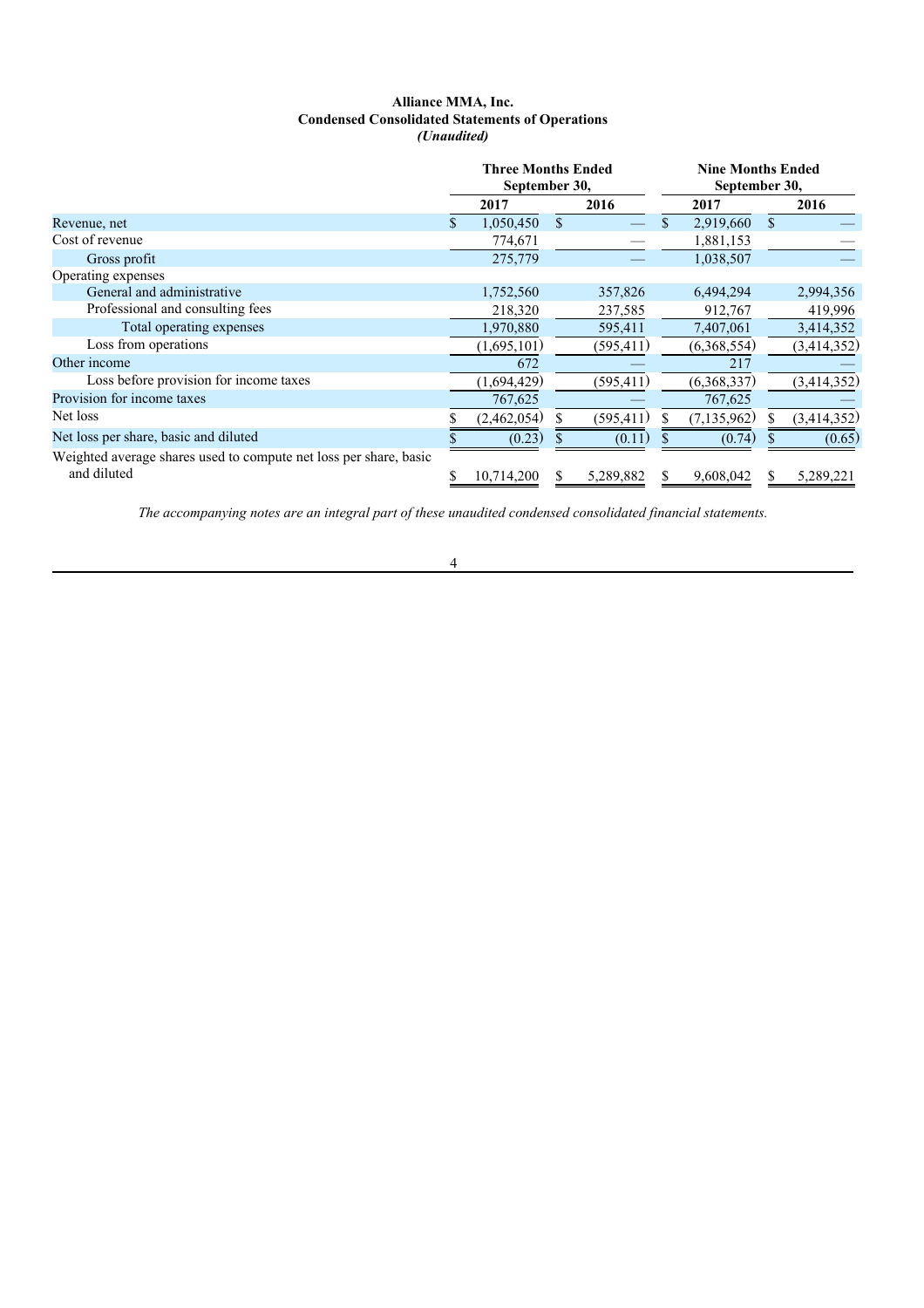**Alliance MMA, Inc.**
**Condensed Consolidated Statements of Operations**
***(Unaudited)***

| | Three Months Ended September 30, | | Nine Months Ended September 30, | |
|---|---|---|---|---|
| | 2017 | 2016 | 2017 | 2016 |
| Revenue, net | $ 1,050,450 | $ — | $ 2,919,660 | $ — |
| Cost of revenue | 774,671 | — | 1,881,153 | — |
| Gross profit | 275,779 | — | 1,038,507 | — |
| Operating expenses | | | | |
| General and administrative | 1,752,560 | 357,826 | 6,494,294 | 2,994,356 |
| Professional and consulting fees | 218,320 | 237,585 | 912,767 | 419,996 |
| Total operating expenses | 1,970,880 | 595,411 | 7,407,061 | 3,414,352 |
| Loss from operations | (1,695,101) | (595,411) | (6,368,554) | (3,414,352) |
| Other income | 672 | — | 217 | — |
| Loss before provision for income taxes | (1,694,429) | (595,411) | (6,368,337) | (3,414,352) |
| Provision for income taxes | 767,625 | — | 767,625 | — |
| Net loss | $ (2,462,054) | $ (595,411) | $ (7,135,962) | $ (3,414,352) |
| Net loss per share, basic and diluted | $ (0.23) | $ (0.11) | $ (0.74) | $ (0.65) |
| Weighted average shares used to compute net loss per share, basic and diluted | $ 10,714,200 | $ 5,289,882 | $ 9,608,042 | $ 5,289,221 |

*The accompanying notes are an integral part of these unaudited condensed consolidated financial statements.*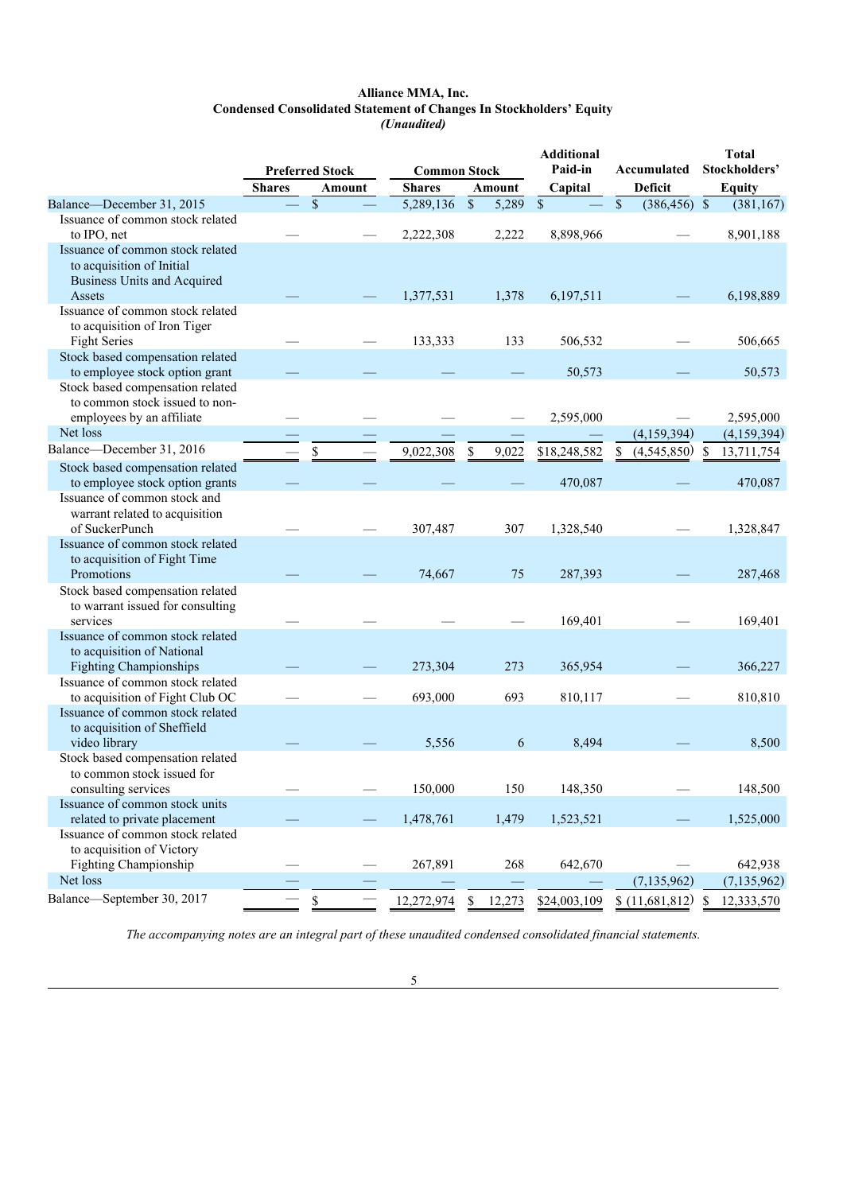**Alliance MMA, Inc.**
**Condensed Consolidated Statement of Changes In Stockholders' Equity**
***(Unaudited)***

| | Preferred Stock | | Common Stock | | Additional Paid-in Capital | Accumulated Deficit | Total Stockholders' Equity |
|---|---|---|---|---|---|---|---|
| | Shares | Amount | Shares | Amount | | | |
| Balance—December 31, 2015 | — | $ — | 5,289,136 | $ 5,289 | $ — | $ (386,456) | $ (381,167) |
| Issuance of common stock related to IPO, net | — | — | 2,222,308 | 2,222 | 8,898,966 | — | 8,901,188 |
| Issuance of common stock related to acquisition of Initial Business Units and Acquired Assets | — | — | 1,377,531 | 1,378 | 6,197,511 | — | 6,198,889 |
| Issuance of common stock related to acquisition of Iron Tiger Fight Series | — | — | 133,333 | 133 | 506,532 | — | 506,665 |
| Stock based compensation related to employee stock option grant | — | — | — | — | 50,573 | — | 50,573 |
| Stock based compensation related to common stock issued to non-employees by an affiliate | — | — | — | — | 2,595,000 | — | 2,595,000 |
| Net loss | — | — | — | — | — | (4,159,394) | (4,159,394) |
| Balance—December 31, 2016 | — | $ — | 9,022,308 | $ 9,022 | $18,248,582 | $ (4,545,850) | $ 13,711,754 |
| Stock based compensation related to employee stock option grants | — | — | — | — | 470,087 | — | 470,087 |
| Issuance of common stock and warrant related to acquisition of SuckerPunch | — | — | 307,487 | 307 | 1,328,540 | — | 1,328,847 |
| Issuance of common stock related to acquisition of Fight Time Promotions | — | — | 74,667 | 75 | 287,393 | — | 287,468 |
| Stock based compensation related to warrant issued for consulting services | — | — | — | — | 169,401 | — | 169,401 |
| Issuance of common stock related to acquisition of National Fighting Championships | — | — | 273,304 | 273 | 365,954 | — | 366,227 |
| Issuance of common stock related to acquisition of Fight Club OC | — | — | 693,000 | 693 | 810,117 | — | 810,810 |
| Issuance of common stock related to acquisition of Sheffield video library | — | — | 5,556 | 6 | 8,494 | — | 8,500 |
| Stock based compensation related to common stock issued for consulting services | — | — | 150,000 | 150 | 148,350 | — | 148,500 |
| Issuance of common stock units related to private placement | — | — | 1,478,761 | 1,479 | 1,523,521 | — | 1,525,000 |
| Issuance of common stock related to acquisition of Victory Fighting Championship | — | — | 267,891 | 268 | 642,670 | — | 642,938 |
| Net loss | — | — | — | — | — | (7,135,962) | (7,135,962) |
| Balance—September 30, 2017 | — | $ — | 12,272,974 | $ 12,273 | $24,003,109 | $ (11,681,812) | $ 12,333,570 |

*The accompanying notes are an integral part of these unaudited condensed consolidated financial statements.*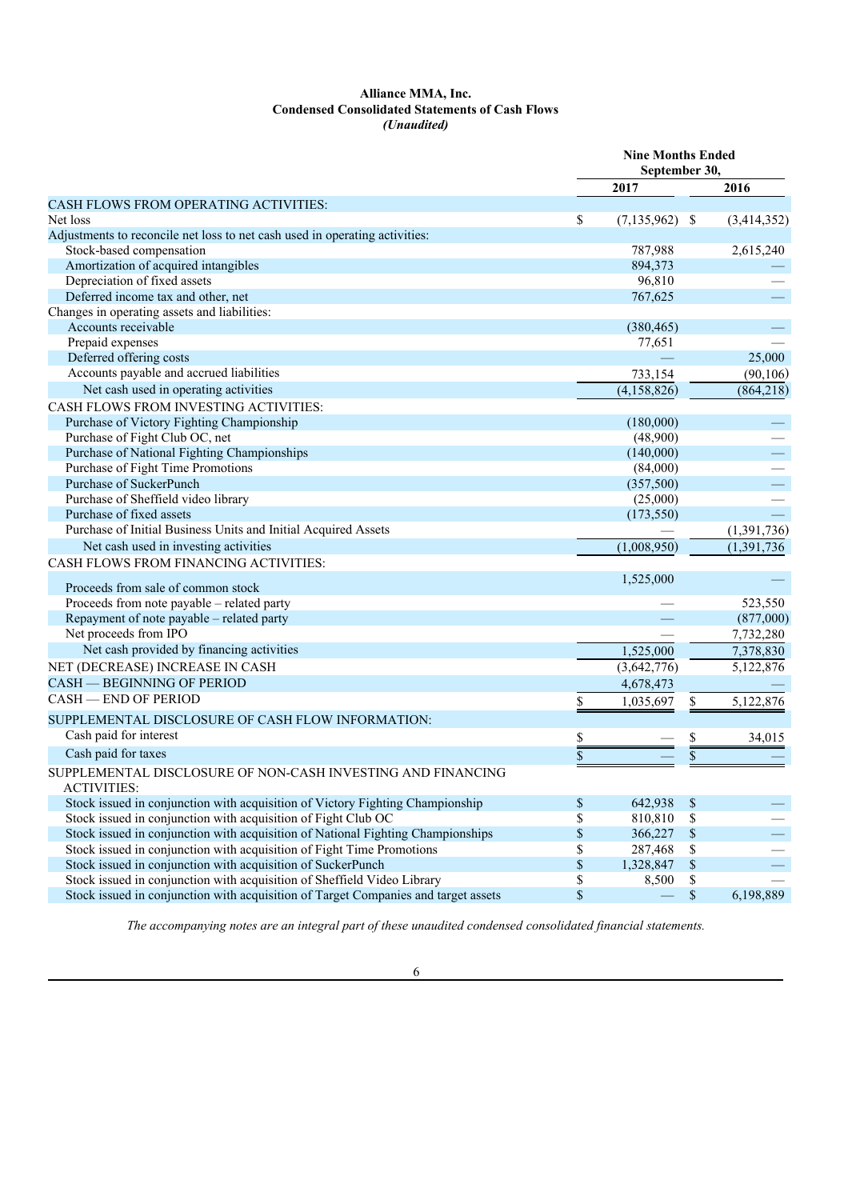**Alliance MMA, Inc.**
**Condensed Consolidated Statements of Cash Flows**
***(Unaudited)***

| | Nine Months Ended September 30, | |
|---|---|---|
| | 2017 | 2016 |
| CASH FLOWS FROM OPERATING ACTIVITIES: | | |
| Net loss | $ (7,135,962) | $ (3,414,352) |
| Adjustments to reconcile net loss to net cash used in operating activities: | | |
| Stock-based compensation | 787,988 | 2,615,240 |
| Amortization of acquired intangibles | 894,373 | — |
| Depreciation of fixed assets | 96,810 | — |
| Deferred income tax and other, net | 767,625 | — |
| Changes in operating assets and liabilities: | | |
| Accounts receivable | (380,465) | — |
| Prepaid expenses | 77,651 | — |
| Deferred offering costs | — | 25,000 |
| Accounts payable and accrued liabilities | 733,154 | (90,106) |
| Net cash used in operating activities | (4,158,826) | (864,218) |
| CASH FLOWS FROM INVESTING ACTIVITIES: | | |
| Purchase of Victory Fighting Championship | (180,000) | — |
| Purchase of Fight Club OC, net | (48,900) | — |
| Purchase of National Fighting Championships | (140,000) | — |
| Purchase of Fight Time Promotions | (84,000) | — |
| Purchase of SuckerPunch | (357,500) | — |
| Purchase of Sheffield video library | (25,000) | — |
| Purchase of fixed assets | (173,550) | — |
| Purchase of Initial Business Units and Initial Acquired Assets | — | (1,391,736) |
| Net cash used in investing activities | (1,008,950) | (1,391,736) |
| CASH FLOWS FROM FINANCING ACTIVITIES: | | |
| Proceeds from sale of common stock | 1,525,000 | — |
| Proceeds from note payable – related party | — | 523,550 |
| Repayment of note payable – related party | — | (877,000) |
| Net proceeds from IPO | — | 7,732,280 |
| Net cash provided by financing activities | 1,525,000 | 7,378,830 |
| NET (DECREASE) INCREASE IN CASH | (3,642,776) | 5,122,876 |
| CASH — BEGINNING OF PERIOD | 4,678,473 | — |
| CASH — END OF PERIOD | $ 1,035,697 | $ 5,122,876 |
| SUPPLEMENTAL DISCLOSURE OF CASH FLOW INFORMATION: | | |
| Cash paid for interest | $ — | $ 34,015 |
| Cash paid for taxes | $ — | $ — |
| SUPPLEMENTAL DISCLOSURE OF NON-CASH INVESTING AND FINANCING ACTIVITIES: | | |
| Stock issued in conjunction with acquisition of Victory Fighting Championship | $ 642,938 | $ — |
| Stock issued in conjunction with acquisition of Fight Club OC | $ 810,810 | $ — |
| Stock issued in conjunction with acquisition of National Fighting Championships | $ 366,227 | $ — |
| Stock issued in conjunction with acquisition of Fight Time Promotions | $ 287,468 | $ — |
| Stock issued in conjunction with acquisition of SuckerPunch | $ 1,328,847 | $ — |
| Stock issued in conjunction with acquisition of Sheffield Video Library | $ 8,500 | $ — |
| Stock issued in conjunction with acquisition of Target Companies and target assets | $ — | $ 6,198,889 |

*The accompanying notes are an integral part of these unaudited condensed consolidated financial statements.*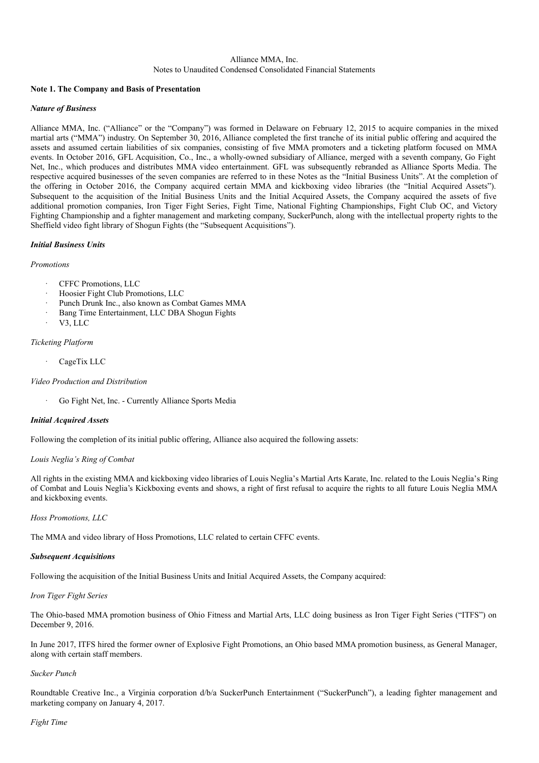Alliance MMA, Inc.
Notes to Unaudited Condensed Consolidated Financial Statements

**Note 1. The Company and Basis of Presentation**

***Nature of Business***

Alliance MMA, Inc. ("Alliance" or the "Company") was formed in Delaware on February 12, 2015 to acquire companies in the mixed martial arts ("MMA") industry. On September 30, 2016, Alliance completed the first tranche of its initial public offering and acquired the assets and assumed certain liabilities of six companies, consisting of five MMA promoters and a ticketing platform focused on MMA events. In October 2016, GFL Acquisition, Co., Inc., a wholly-owned subsidiary of Alliance, merged with a seventh company, Go Fight Net, Inc., which produces and distributes MMA video entertainment. GFL was subsequently rebranded as Alliance Sports Media. The respective acquired businesses of the seven companies are referred to in these Notes as the "Initial Business Units". At the completion of the offering in October 2016, the Company acquired certain MMA and kickboxing video libraries (the "Initial Acquired Assets"). Subsequent to the acquisition of the Initial Business Units and the Initial Acquired Assets, the Company acquired the assets of five additional promotion companies, Iron Tiger Fight Series, Fight Time, National Fighting Championships, Fight Club OC, and Victory Fighting Championship and a fighter management and marketing company, SuckerPunch, along with the intellectual property rights to the Sheffield video fight library of Shogun Fights (the "Subsequent Acquisitions").

***Initial Business Units***

*Promotions*

- CFFC Promotions, LLC
- Hoosier Fight Club Promotions, LLC
- Punch Drunk Inc., also known as Combat Games MMA
- Bang Time Entertainment, LLC DBA Shogun Fights
- V3, LLC

*Ticketing Platform*

- CageTix LLC

*Video Production and Distribution*

- Go Fight Net, Inc. - Currently Alliance Sports Media

***Initial Acquired Assets***

Following the completion of its initial public offering, Alliance also acquired the following assets:

*Louis Neglia's Ring of Combat*

All rights in the existing MMA and kickboxing video libraries of Louis Neglia's Martial Arts Karate, Inc. related to the Louis Neglia's Ring of Combat and Louis Neglia's Kickboxing events and shows, a right of first refusal to acquire the rights to all future Louis Neglia MMA and kickboxing events.

*Hoss Promotions, LLC*

The MMA and video library of Hoss Promotions, LLC related to certain CFFC events.

***Subsequent Acquisitions***

Following the acquisition of the Initial Business Units and Initial Acquired Assets, the Company acquired:

*Iron Tiger Fight Series*

The Ohio-based MMA promotion business of Ohio Fitness and Martial Arts, LLC doing business as Iron Tiger Fight Series ("ITFS") on December 9, 2016.

In June 2017, ITFS hired the former owner of Explosive Fight Promotions, an Ohio based MMA promotion business, as General Manager, along with certain staff members.

*Sucker Punch*

Roundtable Creative Inc., a Virginia corporation d/b/a SuckerPunch Entertainment ("SuckerPunch"), a leading fighter management and marketing company on January 4, 2017.

*Fight Time*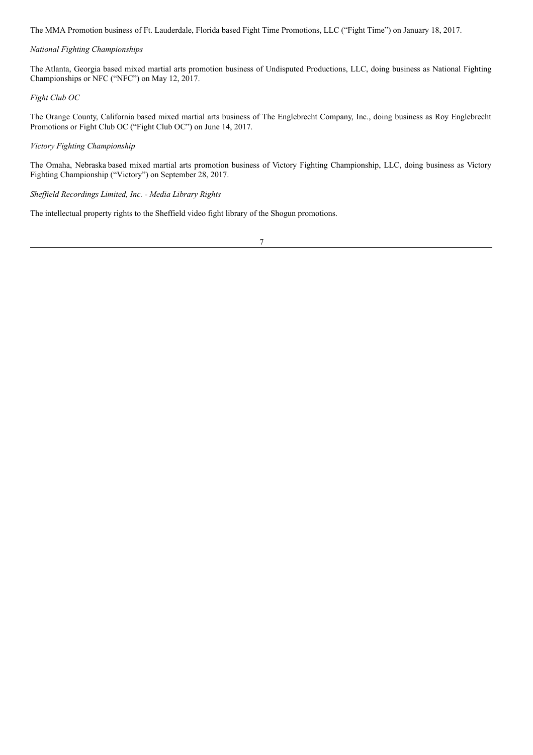The MMA Promotion business of Ft. Lauderdale, Florida based Fight Time Promotions, LLC ("Fight Time") on January 18, 2017.

*National Fighting Championships*

The Atlanta, Georgia based mixed martial arts promotion business of Undisputed Productions, LLC, doing business as National Fighting Championships or NFC ("NFC") on May 12, 2017.

*Fight Club OC*

The Orange County, California based mixed martial arts business of The Englebrecht Company, Inc., doing business as Roy Englebrecht Promotions or Fight Club OC ("Fight Club OC") on June 14, 2017.

*Victory Fighting Championship*

The Omaha, Nebraska based mixed martial arts promotion business of Victory Fighting Championship, LLC, doing business as Victory Fighting Championship ("Victory") on September 28, 2017.

*Sheffield Recordings Limited, Inc. - Media Library Rights*

The intellectual property rights to the Sheffield video fight library of the Shogun promotions.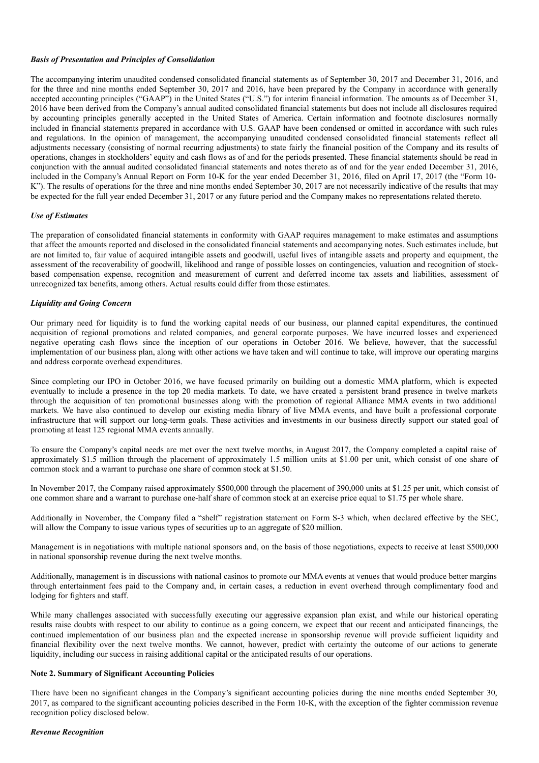***Basis of Presentation and Principles of Consolidation***

The accompanying interim unaudited condensed consolidated financial statements as of September 30, 2017 and December 31, 2016, and for the three and nine months ended September 30, 2017 and 2016, have been prepared by the Company in accordance with generally accepted accounting principles ("GAAP") in the United States ("U.S.") for interim financial information. The amounts as of December 31, 2016 have been derived from the Company's annual audited consolidated financial statements but does not include all disclosures required by accounting principles generally accepted in the United States of America. Certain information and footnote disclosures normally included in financial statements prepared in accordance with U.S. GAAP have been condensed or omitted in accordance with such rules and regulations. In the opinion of management, the accompanying unaudited condensed consolidated financial statements reflect all adjustments necessary (consisting of normal recurring adjustments) to state fairly the financial position of the Company and its results of operations, changes in stockholders' equity and cash flows as of and for the periods presented. These financial statements should be read in conjunction with the annual audited consolidated financial statements and notes thereto as of and for the year ended December 31, 2016, included in the Company's Annual Report on Form 10-K for the year ended December 31, 2016, filed on April 17, 2017 (the "Form 10-K"). The results of operations for the three and nine months ended September 30, 2017 are not necessarily indicative of the results that may be expected for the full year ended December 31, 2017 or any future period and the Company makes no representations related thereto.

***Use of Estimates***

The preparation of consolidated financial statements in conformity with GAAP requires management to make estimates and assumptions that affect the amounts reported and disclosed in the consolidated financial statements and accompanying notes. Such estimates include, but are not limited to, fair value of acquired intangible assets and goodwill, useful lives of intangible assets and property and equipment, the assessment of the recoverability of goodwill, likelihood and range of possible losses on contingencies, valuation and recognition of stock-based compensation expense, recognition and measurement of current and deferred income tax assets and liabilities, assessment of unrecognized tax benefits, among others. Actual results could differ from those estimates.

***Liquidity and Going Concern***

Our primary need for liquidity is to fund the working capital needs of our business, our planned capital expenditures, the continued acquisition of regional promotions and related companies, and general corporate purposes. We have incurred losses and experienced negative operating cash flows since the inception of our operations in October 2016. We believe, however, that the successful implementation of our business plan, along with other actions we have taken and will continue to take, will improve our operating margins and address corporate overhead expenditures.

Since completing our IPO in October 2016, we have focused primarily on building out a domestic MMA platform, which is expected eventually to include a presence in the top 20 media markets. To date, we have created a persistent brand presence in twelve markets through the acquisition of ten promotional businesses along with the promotion of regional Alliance MMA events in two additional markets. We have also continued to develop our existing media library of live MMA events, and have built a professional corporate infrastructure that will support our long-term goals. These activities and investments in our business directly support our stated goal of promoting at least 125 regional MMA events annually.

To ensure the Company's capital needs are met over the next twelve months, in August 2017, the Company completed a capital raise of approximately $1.5 million through the placement of approximately 1.5 million units at $1.00 per unit, which consist of one share of common stock and a warrant to purchase one share of common stock at $1.50.

In November 2017, the Company raised approximately $500,000 through the placement of 390,000 units at $1.25 per unit, which consist of one common share and a warrant to purchase one-half share of common stock at an exercise price equal to $1.75 per whole share.

Additionally in November, the Company filed a "shelf" registration statement on Form S-3 which, when declared effective by the SEC, will allow the Company to issue various types of securities up to an aggregate of $20 million.

Management is in negotiations with multiple national sponsors and, on the basis of those negotiations, expects to receive at least $500,000 in national sponsorship revenue during the next twelve months.

Additionally, management is in discussions with national casinos to promote our MMA events at venues that would produce better margins through entertainment fees paid to the Company and, in certain cases, a reduction in event overhead through complimentary food and lodging for fighters and staff.

While many challenges associated with successfully executing our aggressive expansion plan exist, and while our historical operating results raise doubts with respect to our ability to continue as a going concern, we expect that our recent and anticipated financings, the continued implementation of our business plan and the expected increase in sponsorship revenue will provide sufficient liquidity and financial flexibility over the next twelve months. We cannot, however, predict with certainty the outcome of our actions to generate liquidity, including our success in raising additional capital or the anticipated results of our operations.

**Note 2. Summary of Significant Accounting Policies**

There have been no significant changes in the Company's significant accounting policies during the nine months ended September 30, 2017, as compared to the significant accounting policies described in the Form 10-K, with the exception of the fighter commission revenue recognition policy disclosed below.

***Revenue Recognition***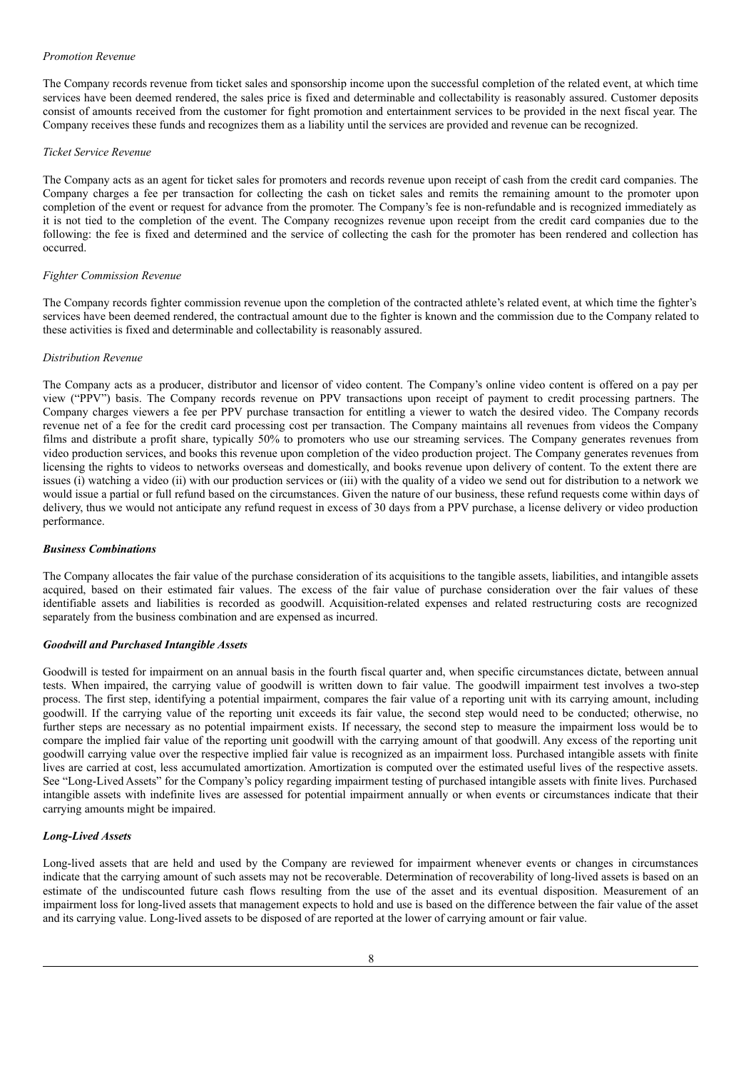*Promotion Revenue*

The Company records revenue from ticket sales and sponsorship income upon the successful completion of the related event, at which time services have been deemed rendered, the sales price is fixed and determinable and collectability is reasonably assured. Customer deposits consist of amounts received from the customer for fight promotion and entertainment services to be provided in the next fiscal year. The Company receives these funds and recognizes them as a liability until the services are provided and revenue can be recognized.

*Ticket Service Revenue*

The Company acts as an agent for ticket sales for promoters and records revenue upon receipt of cash from the credit card companies. The Company charges a fee per transaction for collecting the cash on ticket sales and remits the remaining amount to the promoter upon completion of the event or request for advance from the promoter. The Company's fee is non-refundable and is recognized immediately as it is not tied to the completion of the event. The Company recognizes revenue upon receipt from the credit card companies due to the following: the fee is fixed and determined and the service of collecting the cash for the promoter has been rendered and collection has occurred.

*Fighter Commission Revenue*

The Company records fighter commission revenue upon the completion of the contracted athlete's related event, at which time the fighter's services have been deemed rendered, the contractual amount due to the fighter is known and the commission due to the Company related to these activities is fixed and determinable and collectability is reasonably assured.

*Distribution Revenue*

The Company acts as a producer, distributor and licensor of video content. The Company's online video content is offered on a pay per view ("PPV") basis. The Company records revenue on PPV transactions upon receipt of payment to credit processing partners. The Company charges viewers a fee per PPV purchase transaction for entitling a viewer to watch the desired video. The Company records revenue net of a fee for the credit card processing cost per transaction. The Company maintains all revenues from videos the Company films and distribute a profit share, typically 50% to promoters who use our streaming services. The Company generates revenues from video production services, and books this revenue upon completion of the video production project. The Company generates revenues from licensing the rights to videos to networks overseas and domestically, and books revenue upon delivery of content. To the extent there are issues (i) watching a video (ii) with our production services or (iii) with the quality of a video we send out for distribution to a network we would issue a partial or full refund based on the circumstances. Given the nature of our business, these refund requests come within days of delivery, thus we would not anticipate any refund request in excess of 30 days from a PPV purchase, a license delivery or video production performance.

***Business Combinations***

The Company allocates the fair value of the purchase consideration of its acquisitions to the tangible assets, liabilities, and intangible assets acquired, based on their estimated fair values. The excess of the fair value of purchase consideration over the fair values of these identifiable assets and liabilities is recorded as goodwill. Acquisition-related expenses and related restructuring costs are recognized separately from the business combination and are expensed as incurred.

***Goodwill and Purchased Intangible Assets***

Goodwill is tested for impairment on an annual basis in the fourth fiscal quarter and, when specific circumstances dictate, between annual tests. When impaired, the carrying value of goodwill is written down to fair value. The goodwill impairment test involves a two-step process. The first step, identifying a potential impairment, compares the fair value of a reporting unit with its carrying amount, including goodwill. If the carrying value of the reporting unit exceeds its fair value, the second step would need to be conducted; otherwise, no further steps are necessary as no potential impairment exists. If necessary, the second step to measure the impairment loss would be to compare the implied fair value of the reporting unit goodwill with the carrying amount of that goodwill. Any excess of the reporting unit goodwill carrying value over the respective implied fair value is recognized as an impairment loss. Purchased intangible assets with finite lives are carried at cost, less accumulated amortization. Amortization is computed over the estimated useful lives of the respective assets. See "Long-Lived Assets" for the Company's policy regarding impairment testing of purchased intangible assets with finite lives. Purchased intangible assets with indefinite lives are assessed for potential impairment annually or when events or circumstances indicate that their carrying amounts might be impaired.

***Long-Lived Assets***

Long-lived assets that are held and used by the Company are reviewed for impairment whenever events or changes in circumstances indicate that the carrying amount of such assets may not be recoverable. Determination of recoverability of long-lived assets is based on an estimate of the undiscounted future cash flows resulting from the use of the asset and its eventual disposition. Measurement of an impairment loss for long-lived assets that management expects to hold and use is based on the difference between the fair value of the asset and its carrying value. Long-lived assets to be disposed of are reported at the lower of carrying amount or fair value.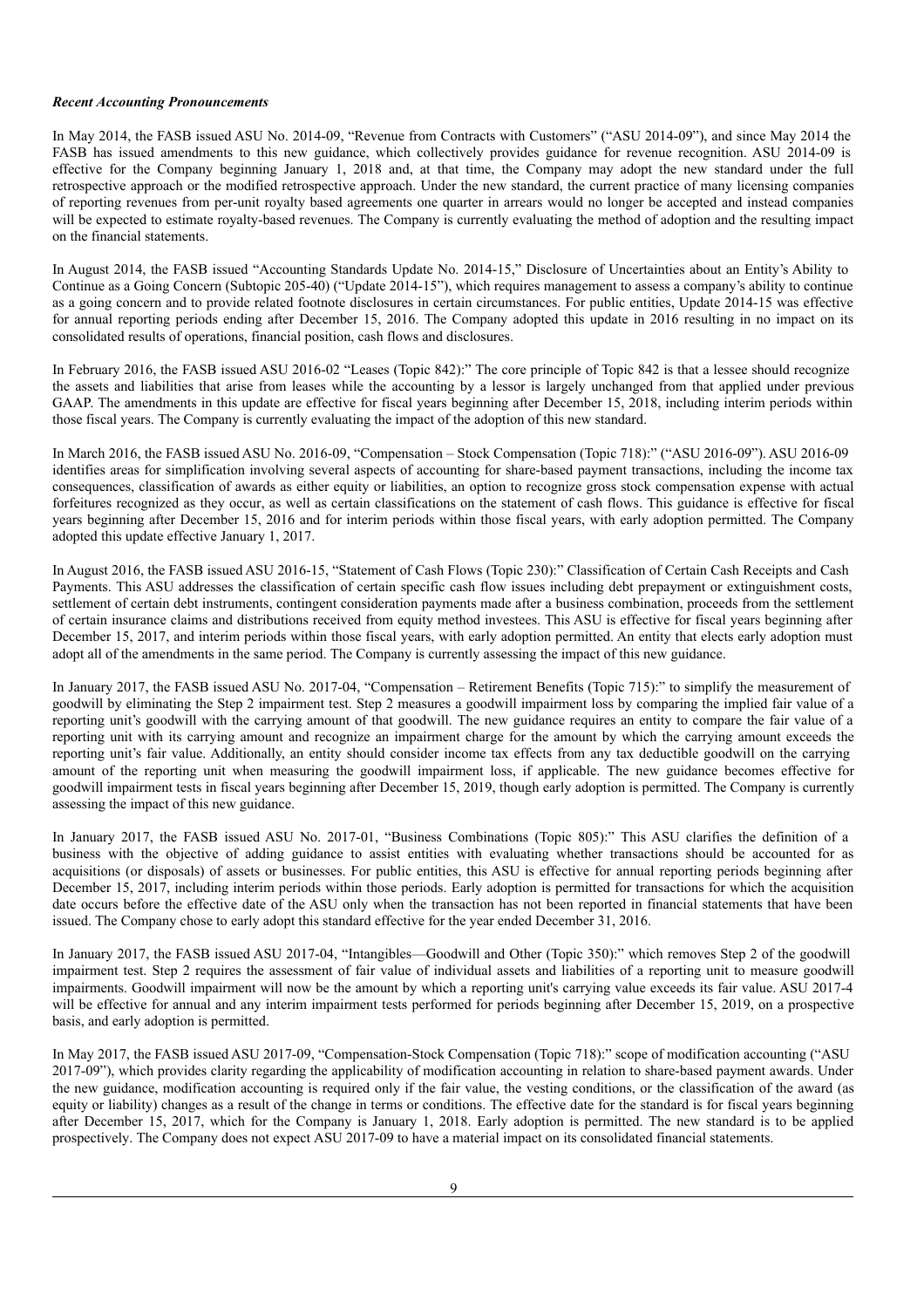***Recent Accounting Pronouncements***

In May 2014, the FASB issued ASU No. 2014-09, "Revenue from Contracts with Customers" ("ASU 2014-09"), and since May 2014 the FASB has issued amendments to this new guidance, which collectively provides guidance for revenue recognition. ASU 2014-09 is effective for the Company beginning January 1, 2018 and, at that time, the Company may adopt the new standard under the full retrospective approach or the modified retrospective approach. Under the new standard, the current practice of many licensing companies of reporting revenues from per-unit royalty based agreements one quarter in arrears would no longer be accepted and instead companies will be expected to estimate royalty-based revenues. The Company is currently evaluating the method of adoption and the resulting impact on the financial statements.

In August 2014, the FASB issued "Accounting Standards Update No. 2014-15," Disclosure of Uncertainties about an Entity's Ability to Continue as a Going Concern (Subtopic 205-40) ("Update 2014-15"), which requires management to assess a company's ability to continue as a going concern and to provide related footnote disclosures in certain circumstances. For public entities, Update 2014-15 was effective for annual reporting periods ending after December 15, 2016. The Company adopted this update in 2016 resulting in no impact on its consolidated results of operations, financial position, cash flows and disclosures.

In February 2016, the FASB issued ASU 2016-02 "Leases (Topic 842):" The core principle of Topic 842 is that a lessee should recognize the assets and liabilities that arise from leases while the accounting by a lessor is largely unchanged from that applied under previous GAAP. The amendments in this update are effective for fiscal years beginning after December 15, 2018, including interim periods within those fiscal years. The Company is currently evaluating the impact of the adoption of this new standard.

In March 2016, the FASB issued ASU No. 2016-09, "Compensation – Stock Compensation (Topic 718):" ("ASU 2016-09"). ASU 2016-09 identifies areas for simplification involving several aspects of accounting for share-based payment transactions, including the income tax consequences, classification of awards as either equity or liabilities, an option to recognize gross stock compensation expense with actual forfeitures recognized as they occur, as well as certain classifications on the statement of cash flows. This guidance is effective for fiscal years beginning after December 15, 2016 and for interim periods within those fiscal years, with early adoption permitted. The Company adopted this update effective January 1, 2017.

In August 2016, the FASB issued ASU 2016-15, "Statement of Cash Flows (Topic 230):" Classification of Certain Cash Receipts and Cash Payments. This ASU addresses the classification of certain specific cash flow issues including debt prepayment or extinguishment costs, settlement of certain debt instruments, contingent consideration payments made after a business combination, proceeds from the settlement of certain insurance claims and distributions received from equity method investees. This ASU is effective for fiscal years beginning after December 15, 2017, and interim periods within those fiscal years, with early adoption permitted. An entity that elects early adoption must adopt all of the amendments in the same period. The Company is currently assessing the impact of this new guidance.

In January 2017, the FASB issued ASU No. 2017-04, "Compensation – Retirement Benefits (Topic 715):" to simplify the measurement of goodwill by eliminating the Step 2 impairment test. Step 2 measures a goodwill impairment loss by comparing the implied fair value of a reporting unit's goodwill with the carrying amount of that goodwill. The new guidance requires an entity to compare the fair value of a reporting unit with its carrying amount and recognize an impairment charge for the amount by which the carrying amount exceeds the reporting unit's fair value. Additionally, an entity should consider income tax effects from any tax deductible goodwill on the carrying amount of the reporting unit when measuring the goodwill impairment loss, if applicable. The new guidance becomes effective for goodwill impairment tests in fiscal years beginning after December 15, 2019, though early adoption is permitted. The Company is currently assessing the impact of this new guidance.

In January 2017, the FASB issued ASU No. 2017-01, "Business Combinations (Topic 805):" This ASU clarifies the definition of a business with the objective of adding guidance to assist entities with evaluating whether transactions should be accounted for as acquisitions (or disposals) of assets or businesses. For public entities, this ASU is effective for annual reporting periods beginning after December 15, 2017, including interim periods within those periods. Early adoption is permitted for transactions for which the acquisition date occurs before the effective date of the ASU only when the transaction has not been reported in financial statements that have been issued. The Company chose to early adopt this standard effective for the year ended December 31, 2016.

In January 2017, the FASB issued ASU 2017-04, "Intangibles—Goodwill and Other (Topic 350):" which removes Step 2 of the goodwill impairment test. Step 2 requires the assessment of fair value of individual assets and liabilities of a reporting unit to measure goodwill impairments. Goodwill impairment will now be the amount by which a reporting unit's carrying value exceeds its fair value. ASU 2017-4 will be effective for annual and any interim impairment tests performed for periods beginning after December 15, 2019, on a prospective basis, and early adoption is permitted.

In May 2017, the FASB issued ASU 2017-09, "Compensation-Stock Compensation (Topic 718):" scope of modification accounting ("ASU 2017-09"), which provides clarity regarding the applicability of modification accounting in relation to share-based payment awards. Under the new guidance, modification accounting is required only if the fair value, the vesting conditions, or the classification of the award (as equity or liability) changes as a result of the change in terms or conditions. The effective date for the standard is for fiscal years beginning after December 15, 2017, which for the Company is January 1, 2018. Early adoption is permitted. The new standard is to be applied prospectively. The Company does not expect ASU 2017-09 to have a material impact on its consolidated financial statements.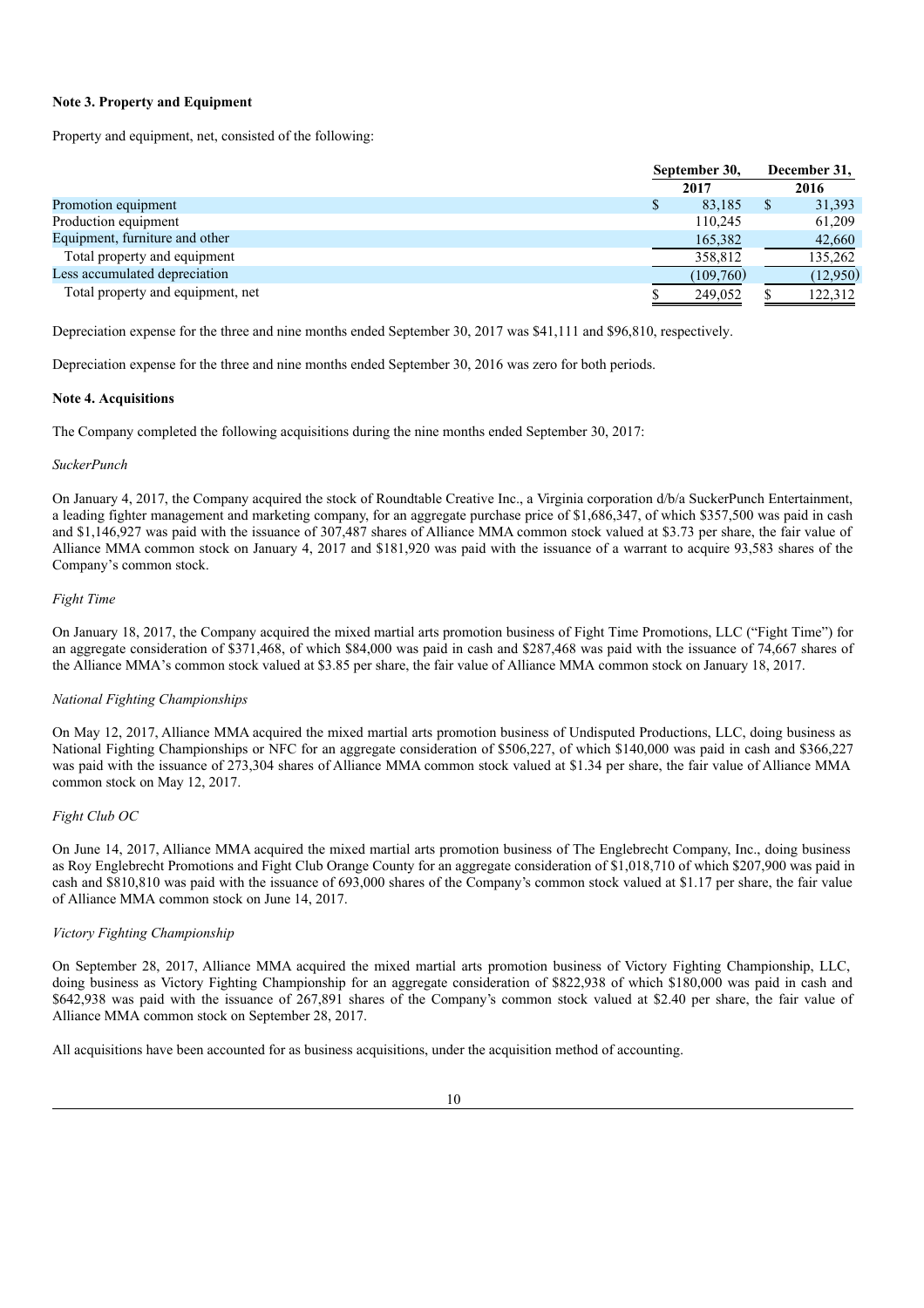**Note 3. Property and Equipment**

Property and equipment, net, consisted of the following:

| | September 30, 2017 | December 31, 2016 |
|---|---|---|
| Promotion equipment | $ 83,185 | $ 31,393 |
| Production equipment | 110,245 | 61,209 |
| Equipment, furniture and other | 165,382 | 42,660 |
| Total property and equipment | 358,812 | 135,262 |
| Less accumulated depreciation | (109,760) | (12,950) |
| Total property and equipment, net | $ 249,052 | $ 122,312 |

Depreciation expense for the three and nine months ended September 30, 2017 was $41,111 and $96,810, respectively.

Depreciation expense for the three and nine months ended September 30, 2016 was zero for both periods.

**Note 4. Acquisitions**

The Company completed the following acquisitions during the nine months ended September 30, 2017:

*SuckerPunch*

On January 4, 2017, the Company acquired the stock of Roundtable Creative Inc., a Virginia corporation d/b/a SuckerPunch Entertainment, a leading fighter management and marketing company, for an aggregate purchase price of $1,686,347, of which $357,500 was paid in cash and $1,146,927 was paid with the issuance of 307,487 shares of Alliance MMA common stock valued at $3.73 per share, the fair value of Alliance MMA common stock on January 4, 2017 and $181,920 was paid with the issuance of a warrant to acquire 93,583 shares of the Company's common stock.

*Fight Time*

On January 18, 2017, the Company acquired the mixed martial arts promotion business of Fight Time Promotions, LLC ("Fight Time") for an aggregate consideration of $371,468, of which $84,000 was paid in cash and $287,468 was paid with the issuance of 74,667 shares of the Alliance MMA's common stock valued at $3.85 per share, the fair value of Alliance MMA common stock on January 18, 2017.

*National Fighting Championships*

On May 12, 2017, Alliance MMA acquired the mixed martial arts promotion business of Undisputed Productions, LLC, doing business as National Fighting Championships or NFC for an aggregate consideration of $506,227, of which $140,000 was paid in cash and $366,227 was paid with the issuance of 273,304 shares of Alliance MMA common stock valued at $1.34 per share, the fair value of Alliance MMA common stock on May 12, 2017.

*Fight Club OC*

On June 14, 2017, Alliance MMA acquired the mixed martial arts promotion business of The Englebrecht Company, Inc., doing business as Roy Englebrecht Promotions and Fight Club Orange County for an aggregate consideration of $1,018,710 of which $207,900 was paid in cash and $810,810 was paid with the issuance of 693,000 shares of the Company's common stock valued at $1.17 per share, the fair value of Alliance MMA common stock on June 14, 2017.

*Victory Fighting Championship*

On September 28, 2017, Alliance MMA acquired the mixed martial arts promotion business of Victory Fighting Championship, LLC, doing business as Victory Fighting Championship for an aggregate consideration of $822,938 of which $180,000 was paid in cash and $642,938 was paid with the issuance of 267,891 shares of the Company's common stock valued at $2.40 per share, the fair value of Alliance MMA common stock on September 28, 2017.

All acquisitions have been accounted for as business acquisitions, under the acquisition method of accounting.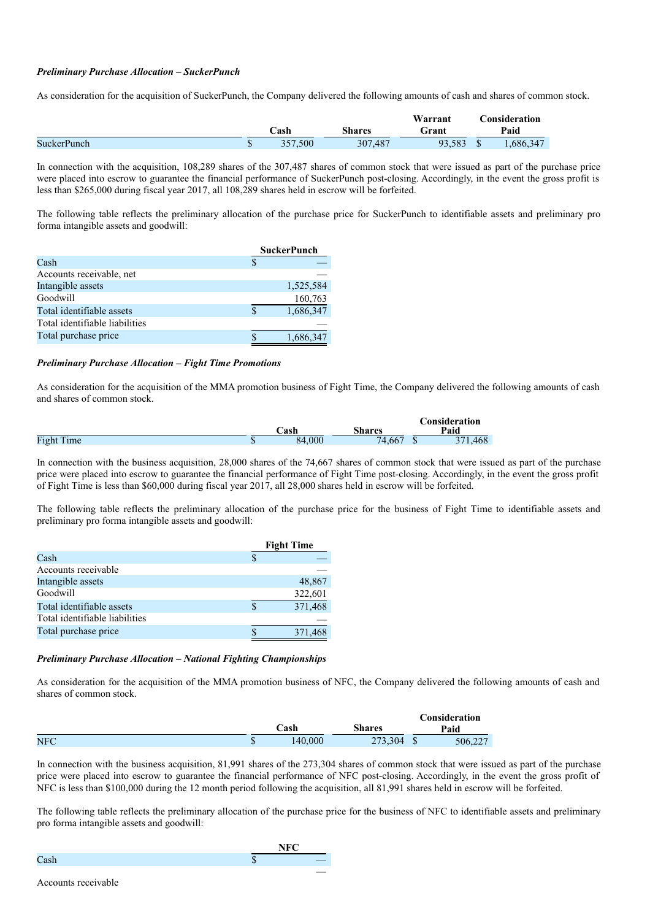***Preliminary Purchase Allocation – SuckerPunch***

As consideration for the acquisition of SuckerPunch, the Company delivered the following amounts of cash and shares of common stock.

| | Cash | Shares | Warrant Grant | Consideration Paid |
|---|---|---|---|---|
| SuckerPunch | $ 357,500 | 307,487 | 93,583 | $ 1,686,347 |

In connection with the acquisition, 108,289 shares of the 307,487 shares of common stock that were issued as part of the purchase price were placed into escrow to guarantee the financial performance of SuckerPunch post-closing. Accordingly, in the event the gross profit is less than $265,000 during fiscal year 2017, all 108,289 shares held in escrow will be forfeited.

The following table reflects the preliminary allocation of the purchase price for SuckerPunch to identifiable assets and preliminary pro forma intangible assets and goodwill:

| | SuckerPunch |
|---|---|
| Cash | $ — |
| Accounts receivable, net | — |
| Intangible assets | 1,525,584 |
| Goodwill | 160,763 |
| Total identifiable assets | $ 1,686,347 |
| Total identifiable liabilities | — |
| Total purchase price | $ 1,686,347 |

***Preliminary Purchase Allocation – Fight Time Promotions***

As consideration for the acquisition of the MMA promotion business of Fight Time, the Company delivered the following amounts of cash and shares of common stock.

| | Cash | Shares | Consideration Paid |
|---|---|---|---|
| Fight Time | $ 84,000 | 74,667 | $ 371,468 |

In connection with the business acquisition, 28,000 shares of the 74,667 shares of common stock that were issued as part of the purchase price were placed into escrow to guarantee the financial performance of Fight Time post-closing. Accordingly, in the event the gross profit of Fight Time is less than $60,000 during fiscal year 2017, all 28,000 shares held in escrow will be forfeited.

The following table reflects the preliminary allocation of the purchase price for the business of Fight Time to identifiable assets and preliminary pro forma intangible assets and goodwill:

| | Fight Time |
|---|---|
| Cash | $ — |
| Accounts receivable | — |
| Intangible assets | 48,867 |
| Goodwill | 322,601 |
| Total identifiable assets | $ 371,468 |
| Total identifiable liabilities | — |
| Total purchase price | $ 371,468 |

***Preliminary Purchase Allocation – National Fighting Championships***

As consideration for the acquisition of the MMA promotion business of NFC, the Company delivered the following amounts of cash and shares of common stock.

| | Cash | Shares | Consideration Paid |
|---|---|---|---|
| NFC | $ 140,000 | 273,304 | $ 506,227 |

In connection with the business acquisition, 81,991 shares of the 273,304 shares of common stock that were issued as part of the purchase price were placed into escrow to guarantee the financial performance of NFC post-closing. Accordingly, in the event the gross profit of NFC is less than $100,000 during the 12 month period following the acquisition, all 81,991 shares held in escrow will be forfeited.

The following table reflects the preliminary allocation of the purchase price for the business of NFC to identifiable assets and preliminary pro forma intangible assets and goodwill:

| | NFC |
|---|---|
| Cash | $ — |
| Accounts receivable | — |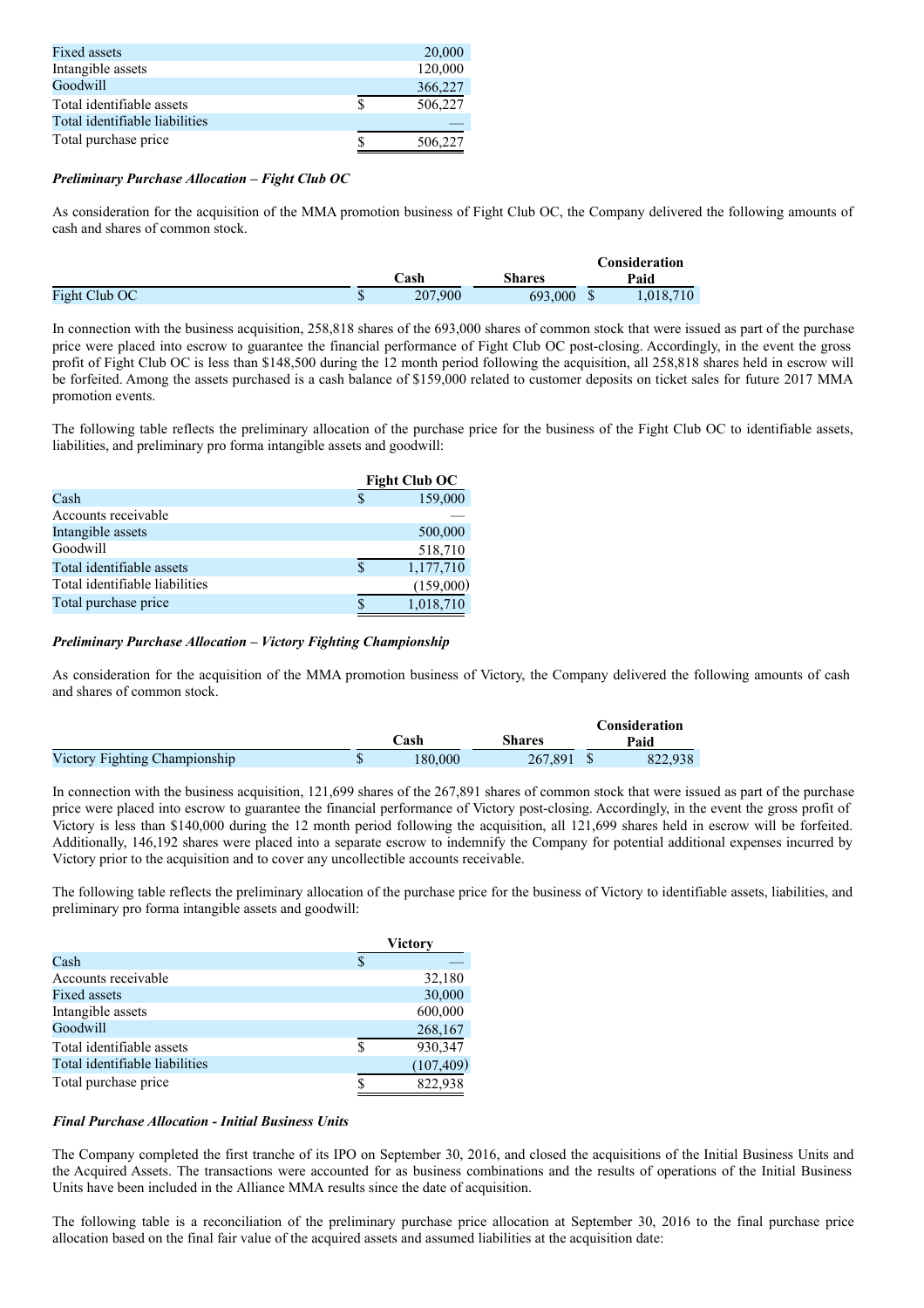| | | |
|---|---|---|
| Fixed assets | | 20,000 |
| Intangible assets | | 120,000 |
| Goodwill | | 366,227 |
| Total identifiable assets | $ | 506,227 |
| Total identifiable liabilities | | — |
| Total purchase price | $ | 506,227 |

***Preliminary Purchase Allocation – Fight Club OC***

As consideration for the acquisition of the MMA promotion business of Fight Club OC, the Company delivered the following amounts of cash and shares of common stock.

| | Cash | Shares | Consideration Paid |
|---|---|---|---|
| Fight Club OC | $ 207,900 | 693,000 | $ 1,018,710 |

In connection with the business acquisition, 258,818 shares of the 693,000 shares of common stock that were issued as part of the purchase price were placed into escrow to guarantee the financial performance of Fight Club OC post-closing. Accordingly, in the event the gross profit of Fight Club OC is less than $148,500 during the 12 month period following the acquisition, all 258,818 shares held in escrow will be forfeited. Among the assets purchased is a cash balance of $159,000 related to customer deposits on ticket sales for future 2017 MMA promotion events.

The following table reflects the preliminary allocation of the purchase price for the business of the Fight Club OC to identifiable assets, liabilities, and preliminary pro forma intangible assets and goodwill:

| | | Fight Club OC |
|---|---|---|
| Cash | $ | 159,000 |
| Accounts receivable | | — |
| Intangible assets | | 500,000 |
| Goodwill | | 518,710 |
| Total identifiable assets | $ | 1,177,710 |
| Total identifiable liabilities | | (159,000) |
| Total purchase price | $ | 1,018,710 |

***Preliminary Purchase Allocation – Victory Fighting Championship***

As consideration for the acquisition of the MMA promotion business of Victory, the Company delivered the following amounts of cash and shares of common stock.

| | Cash | Shares | Consideration Paid |
|---|---|---|---|
| Victory Fighting Championship | $ 180,000 | 267,891 | $ 822,938 |

In connection with the business acquisition, 121,699 shares of the 267,891 shares of common stock that were issued as part of the purchase price were placed into escrow to guarantee the financial performance of Victory post-closing. Accordingly, in the event the gross profit of Victory is less than $140,000 during the 12 month period following the acquisition, all 121,699 shares held in escrow will be forfeited. Additionally, 146,192 shares were placed into a separate escrow to indemnify the Company for potential additional expenses incurred by Victory prior to the acquisition and to cover any uncollectible accounts receivable.

The following table reflects the preliminary allocation of the purchase price for the business of Victory to identifiable assets, liabilities, and preliminary pro forma intangible assets and goodwill:

| | | Victory |
|---|---|---|
| Cash | $ | — |
| Accounts receivable | | 32,180 |
| Fixed assets | | 30,000 |
| Intangible assets | | 600,000 |
| Goodwill | | 268,167 |
| Total identifiable assets | $ | 930,347 |
| Total identifiable liabilities | | (107,409) |
| Total purchase price | $ | 822,938 |

***Final Purchase Allocation - Initial Business Units***

The Company completed the first tranche of its IPO on September 30, 2016, and closed the acquisitions of the Initial Business Units and the Acquired Assets. The transactions were accounted for as business combinations and the results of operations of the Initial Business Units have been included in the Alliance MMA results since the date of acquisition.

The following table is a reconciliation of the preliminary purchase price allocation at September 30, 2016 to the final purchase price allocation based on the final fair value of the acquired assets and assumed liabilities at the acquisition date: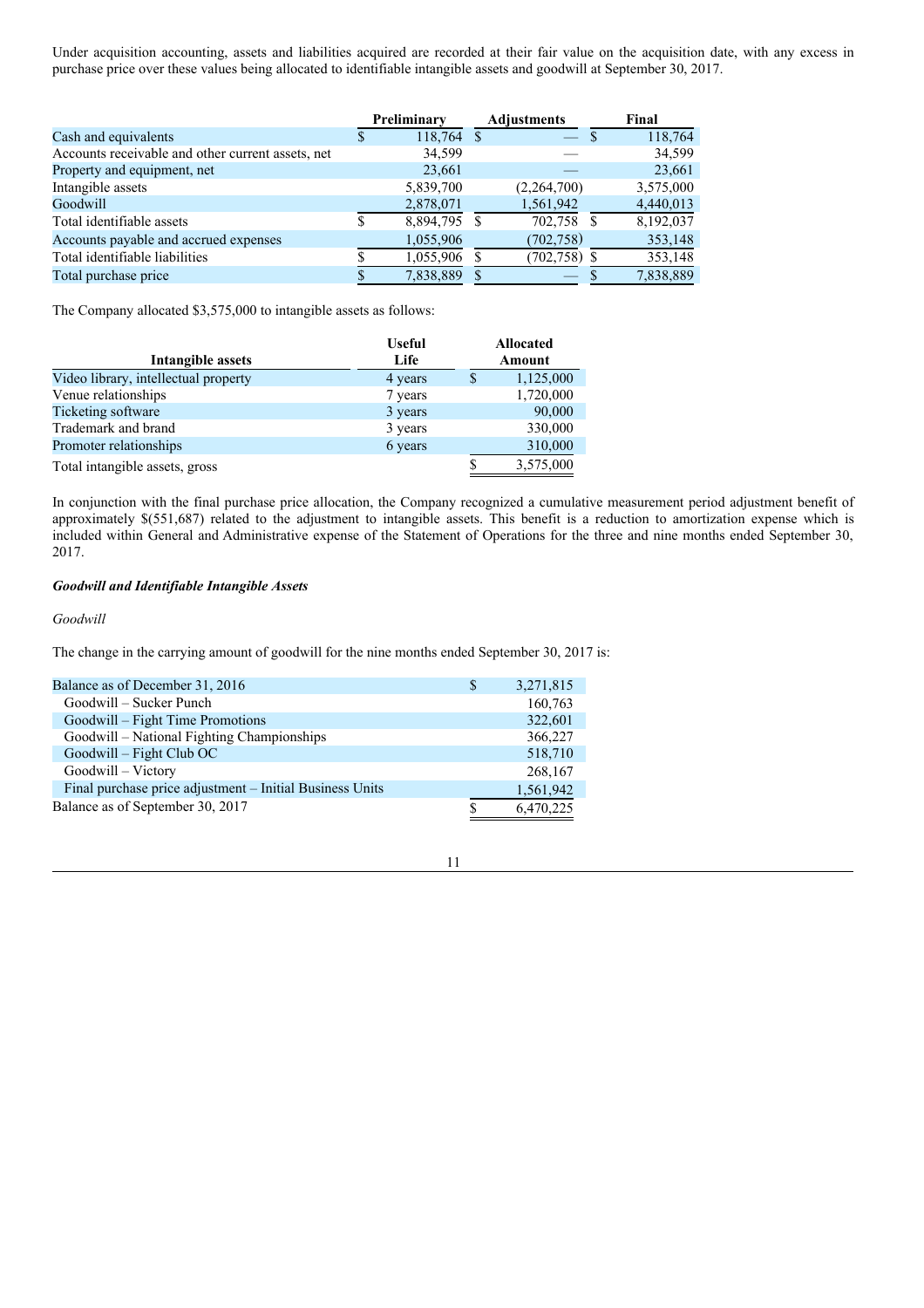Under acquisition accounting, assets and liabilities acquired are recorded at their fair value on the acquisition date, with any excess in purchase price over these values being allocated to identifiable intangible assets and goodwill at September 30, 2017.

| | Preliminary | Adjustments | Final |
|---|---|---|---|
| Cash and equivalents | $ 118,764 | $ — | $ 118,764 |
| Accounts receivable and other current assets, net | 34,599 | — | 34,599 |
| Property and equipment, net | 23,661 | — | 23,661 |
| Intangible assets | 5,839,700 | (2,264,700) | 3,575,000 |
| Goodwill | 2,878,071 | 1,561,942 | 4,440,013 |
| Total identifiable assets | $ 8,894,795 | $ 702,758 | $ 8,192,037 |
| Accounts payable and accrued expenses | 1,055,906 | (702,758) | 353,148 |
| Total identifiable liabilities | $ 1,055,906 | $ (702,758) | $ 353,148 |
| Total purchase price | $ 7,838,889 | $ — | $ 7,838,889 |

The Company allocated $3,575,000 to intangible assets as follows:

| Intangible assets | Useful Life | Allocated Amount |
|---|---|---|
| Video library, intellectual property | 4 years | $ 1,125,000 |
| Venue relationships | 7 years | 1,720,000 |
| Ticketing software | 3 years | 90,000 |
| Trademark and brand | 3 years | 330,000 |
| Promoter relationships | 6 years | 310,000 |
| Total intangible assets, gross | | $ 3,575,000 |

In conjunction with the final purchase price allocation, the Company recognized a cumulative measurement period adjustment benefit of approximately $(551,687) related to the adjustment to intangible assets. This benefit is a reduction to amortization expense which is included within General and Administrative expense of the Statement of Operations for the three and nine months ended September 30, 2017.

### *Goodwill and Identifiable Intangible Assets*

*Goodwill*

The change in the carrying amount of goodwill for the nine months ended September 30, 2017 is:

| | |
|---|---|
| Balance as of December 31, 2016 | $ 3,271,815 |
| Goodwill – Sucker Punch | 160,763 |
| Goodwill – Fight Time Promotions | 322,601 |
| Goodwill – National Fighting Championships | 366,227 |
| Goodwill – Fight Club OC | 518,710 |
| Goodwill – Victory | 268,167 |
| Final purchase price adjustment – Initial Business Units | 1,561,942 |
| Balance as of September 30, 2017 | $ 6,470,225 |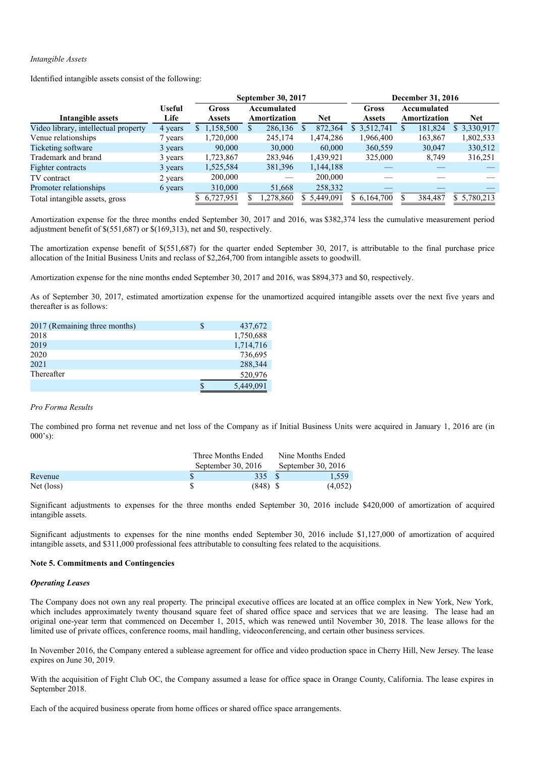*Intangible Assets*

Identified intangible assets consist of the following:

| | | September 30, 2017 | | | December 31, 2016 | | |
|---|---|---|---|---|---|---|---|
| Intangible assets | Useful Life | Gross Assets | Accumulated Amortization | Net | Gross Assets | Accumulated Amortization | Net |
| Video library, intellectual property | 4 years | $ 1,158,500 | $ 286,136 | $ 872,364 | $ 3,512,741 | $ 181,824 | $ 3,330,917 |
| Venue relationships | 7 years | 1,720,000 | 245,174 | 1,474,286 | 1,966,400 | 163,867 | 1,802,533 |
| Ticketing software | 3 years | 90,000 | 30,000 | 60,000 | 360,559 | 30,047 | 330,512 |
| Trademark and brand | 3 years | 1,723,867 | 283,946 | 1,439,921 | 325,000 | 8,749 | 316,251 |
| Fighter contracts | 3 years | 1,525,584 | 381,396 | 1,144,188 | — | — | — |
| TV contract | 2 years | 200,000 | — | 200,000 | — | — | — |
| Promoter relationships | 6 years | 310,000 | 51,668 | 258,332 | — | — | — |
| Total intangible assets, gross | | $ 6,727,951 | $ 1,278,860 | $ 5,449,091 | $ 6,164,700 | $ 384,487 | $ 5,780,213 |

Amortization expense for the three months ended September 30, 2017 and 2016, was $382,374 less the cumulative measurement period adjustment benefit of $(551,687) or $(169,313), net and $0, respectively.

The amortization expense benefit of $(551,687) for the quarter ended September 30, 2017, is attributable to the final purchase price allocation of the Initial Business Units and reclass of $2,264,700 from intangible assets to goodwill.

Amortization expense for the nine months ended September 30, 2017 and 2016, was $894,373 and $0, respectively.

As of September 30, 2017, estimated amortization expense for the unamortized acquired intangible assets over the next five years and thereafter is as follows:

| | |
|---|---|
| 2017 (Remaining three months) | $ 437,672 |
| 2018 | 1,750,688 |
| 2019 | 1,714,716 |
| 2020 | 736,695 |
| 2021 | 288,344 |
| Thereafter | 520,976 |
| | $ 5,449,091 |

*Pro Forma Results*

The combined pro forma net revenue and net loss of the Company as if Initial Business Units were acquired in January 1, 2016 are (in 000's):

| | Three Months Ended September 30, 2016 | Nine Months Ended September 30, 2016 |
|---|---|---|
| Revenue | $ 335 | $ 1,559 |
| Net (loss) | $ (848) | $ (4,052) |

Significant adjustments to expenses for the three months ended September 30, 2016 include $420,000 of amortization of acquired intangible assets.

Significant adjustments to expenses for the nine months ended September 30, 2016 include $1,127,000 of amortization of acquired intangible assets, and $311,000 professional fees attributable to consulting fees related to the acquisitions.

**Note 5. Commitments and Contingencies**

***Operating Leases***

The Company does not own any real property. The principal executive offices are located at an office complex in New York, New York, which includes approximately twenty thousand square feet of shared office space and services that we are leasing. The lease had an original one-year term that commenced on December 1, 2015, which was renewed until November 30, 2018. The lease allows for the limited use of private offices, conference rooms, mail handling, videoconferencing, and certain other business services.

In November 2016, the Company entered a sublease agreement for office and video production space in Cherry Hill, New Jersey. The lease expires on June 30, 2019.

With the acquisition of Fight Club OC, the Company assumed a lease for office space in Orange County, California. The lease expires in September 2018.

Each of the acquired business operate from home offices or shared office space arrangements.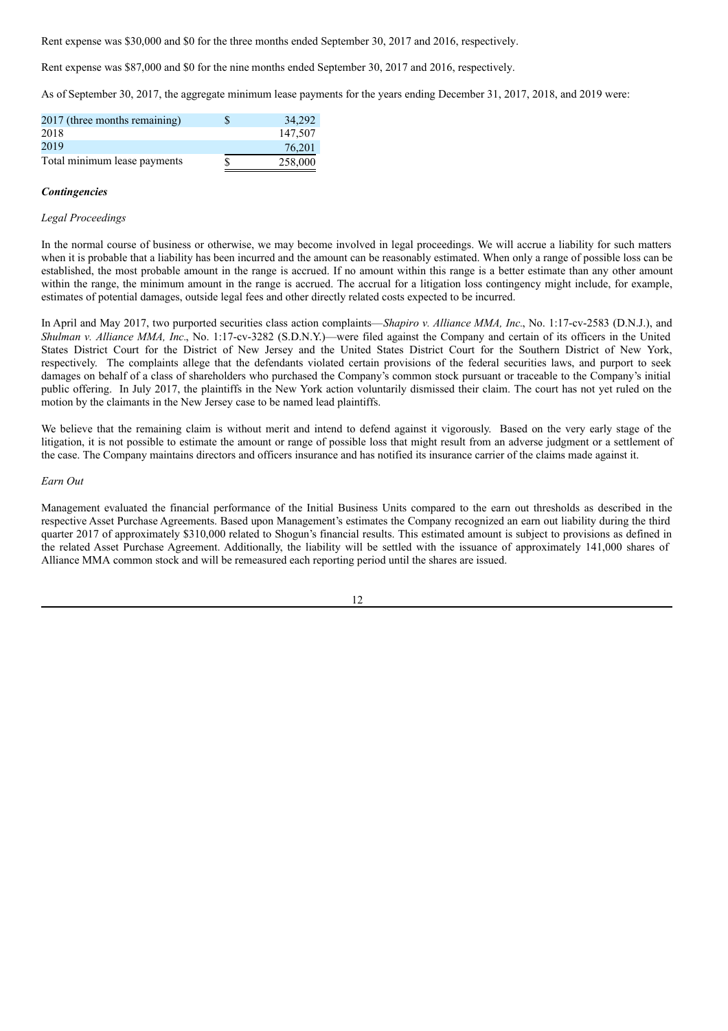Rent expense was $30,000 and $0 for the three months ended September 30, 2017 and 2016, respectively.

Rent expense was $87,000 and $0 for the nine months ended September 30, 2017 and 2016, respectively.

As of September 30, 2017, the aggregate minimum lease payments for the years ending December 31, 2017, 2018, and 2019 were:

| | | |
|---|---|---|
| 2017 (three months remaining) | $ | 34,292 |
| 2018 | | 147,507 |
| 2019 | | 76,201 |
| Total minimum lease payments | $ | 258,000 |

***Contingencies***

*Legal Proceedings*

In the normal course of business or otherwise, we may become involved in legal proceedings. We will accrue a liability for such matters when it is probable that a liability has been incurred and the amount can be reasonably estimated. When only a range of possible loss can be established, the most probable amount in the range is accrued. If no amount within this range is a better estimate than any other amount within the range, the minimum amount in the range is accrued. The accrual for a litigation loss contingency might include, for example, estimates of potential damages, outside legal fees and other directly related costs expected to be incurred.

In April and May 2017, two purported securities class action complaints—*Shapiro v. Alliance MMA, Inc*., No. 1:17-cv-2583 (D.N.J.), and *Shulman v. Alliance MMA, Inc*., No. 1:17-cv-3282 (S.D.N.Y.)—were filed against the Company and certain of its officers in the United States District Court for the District of New Jersey and the United States District Court for the Southern District of New York, respectively. The complaints allege that the defendants violated certain provisions of the federal securities laws, and purport to seek damages on behalf of a class of shareholders who purchased the Company's common stock pursuant or traceable to the Company's initial public offering. In July 2017, the plaintiffs in the New York action voluntarily dismissed their claim. The court has not yet ruled on the motion by the claimants in the New Jersey case to be named lead plaintiffs.

We believe that the remaining claim is without merit and intend to defend against it vigorously. Based on the very early stage of the litigation, it is not possible to estimate the amount or range of possible loss that might result from an adverse judgment or a settlement of the case. The Company maintains directors and officers insurance and has notified its insurance carrier of the claims made against it.

*Earn Out*

Management evaluated the financial performance of the Initial Business Units compared to the earn out thresholds as described in the respective Asset Purchase Agreements. Based upon Management's estimates the Company recognized an earn out liability during the third quarter 2017 of approximately $310,000 related to Shogun's financial results. This estimated amount is subject to provisions as defined in the related Asset Purchase Agreement. Additionally, the liability will be settled with the issuance of approximately 141,000 shares of Alliance MMA common stock and will be remeasured each reporting period until the shares are issued.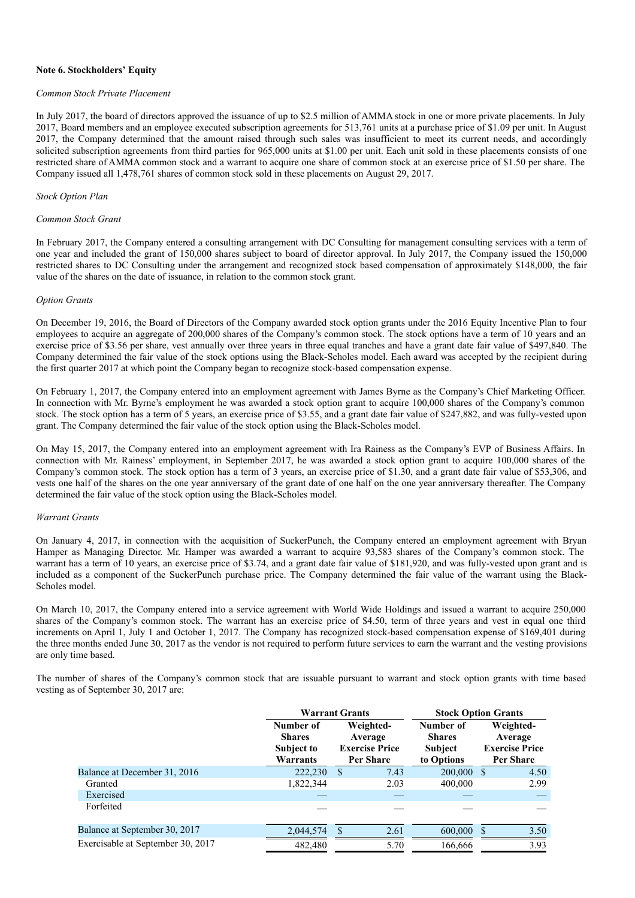**Note 6. Stockholders' Equity**

*Common Stock Private Placement*

In July 2017, the board of directors approved the issuance of up to $2.5 million of AMMA stock in one or more private placements. In July 2017, Board members and an employee executed subscription agreements for 513,761 units at a purchase price of $1.09 per unit. In August 2017, the Company determined that the amount raised through such sales was insufficient to meet its current needs, and accordingly solicited subscription agreements from third parties for 965,000 units at $1.00 per unit. Each unit sold in these placements consists of one restricted share of AMMA common stock and a warrant to acquire one share of common stock at an exercise price of $1.50 per share. The Company issued all 1,478,761 shares of common stock sold in these placements on August 29, 2017.

*Stock Option Plan*

*Common Stock Grant*

In February 2017, the Company entered a consulting arrangement with DC Consulting for management consulting services with a term of one year and included the grant of 150,000 shares subject to board of director approval. In July 2017, the Company issued the 150,000 restricted shares to DC Consulting under the arrangement and recognized stock based compensation of approximately $148,000, the fair value of the shares on the date of issuance, in relation to the common stock grant.

*Option Grants*

On December 19, 2016, the Board of Directors of the Company awarded stock option grants under the 2016 Equity Incentive Plan to four employees to acquire an aggregate of 200,000 shares of the Company's common stock. The stock options have a term of 10 years and an exercise price of $3.56 per share, vest annually over three years in three equal tranches and have a grant date fair value of $497,840. The Company determined the fair value of the stock options using the Black-Scholes model. Each award was accepted by the recipient during the first quarter 2017 at which point the Company began to recognize stock-based compensation expense.

On February 1, 2017, the Company entered into an employment agreement with James Byrne as the Company's Chief Marketing Officer. In connection with Mr. Byrne's employment he was awarded a stock option grant to acquire 100,000 shares of the Company's common stock. The stock option has a term of 5 years, an exercise price of $3.55, and a grant date fair value of $247,882, and was fully-vested upon grant. The Company determined the fair value of the stock option using the Black-Scholes model.

On May 15, 2017, the Company entered into an employment agreement with Ira Rainess as the Company's EVP of Business Affairs. In connection with Mr. Rainess' employment, in September 2017, he was awarded a stock option grant to acquire 100,000 shares of the Company's common stock. The stock option has a term of 3 years, an exercise price of $1.30, and a grant date fair value of $53,306, and vests one half of the shares on the one year anniversary of the grant date of one half on the one year anniversary thereafter. The Company determined the fair value of the stock option using the Black-Scholes model.

*Warrant Grants*

On January 4, 2017, in connection with the acquisition of SuckerPunch, the Company entered an employment agreement with Bryan Hamper as Managing Director. Mr. Hamper was awarded a warrant to acquire 93,583 shares of the Company's common stock. The warrant has a term of 10 years, an exercise price of $3.74, and a grant date fair value of $181,920, and was fully-vested upon grant and is included as a component of the SuckerPunch purchase price. The Company determined the fair value of the warrant using the Black-Scholes model.

On March 10, 2017, the Company entered into a service agreement with World Wide Holdings and issued a warrant to acquire 250,000 shares of the Company's common stock. The warrant has an exercise price of $4.50, term of three years and vest in equal one third increments on April 1, July 1 and October 1, 2017. The Company has recognized stock-based compensation expense of $169,401 during the three months ended June 30, 2017 as the vendor is not required to perform future services to earn the warrant and the vesting provisions are only time based.

The number of shares of the Company's common stock that are issuable pursuant to warrant and stock option grants with time based vesting as of September 30, 2017 are:

| | Warrant Grants | | Stock Option Grants | |
|---|---|---|---|---|
| | Number of Shares Subject to Warrants | Weighted-Average Exercise Price Per Share | Number of Shares Subject to Options | Weighted-Average Exercise Price Per Share |
| Balance at December 31, 2016 | 222,230 | $ 7.43 | 200,000 | $ 4.50 |
| Granted | 1,822,344 | 2.03 | 400,000 | 2.99 |
| Exercised | — | — | — | — |
| Forfeited | — | — | — | — |
| Balance at September 30, 2017 | 2,044,574 | $ 2.61 | 600,000 | $ 3.50 |
| Exercisable at September 30, 2017 | 482,480 | 5.70 | 166,666 | 3.93 |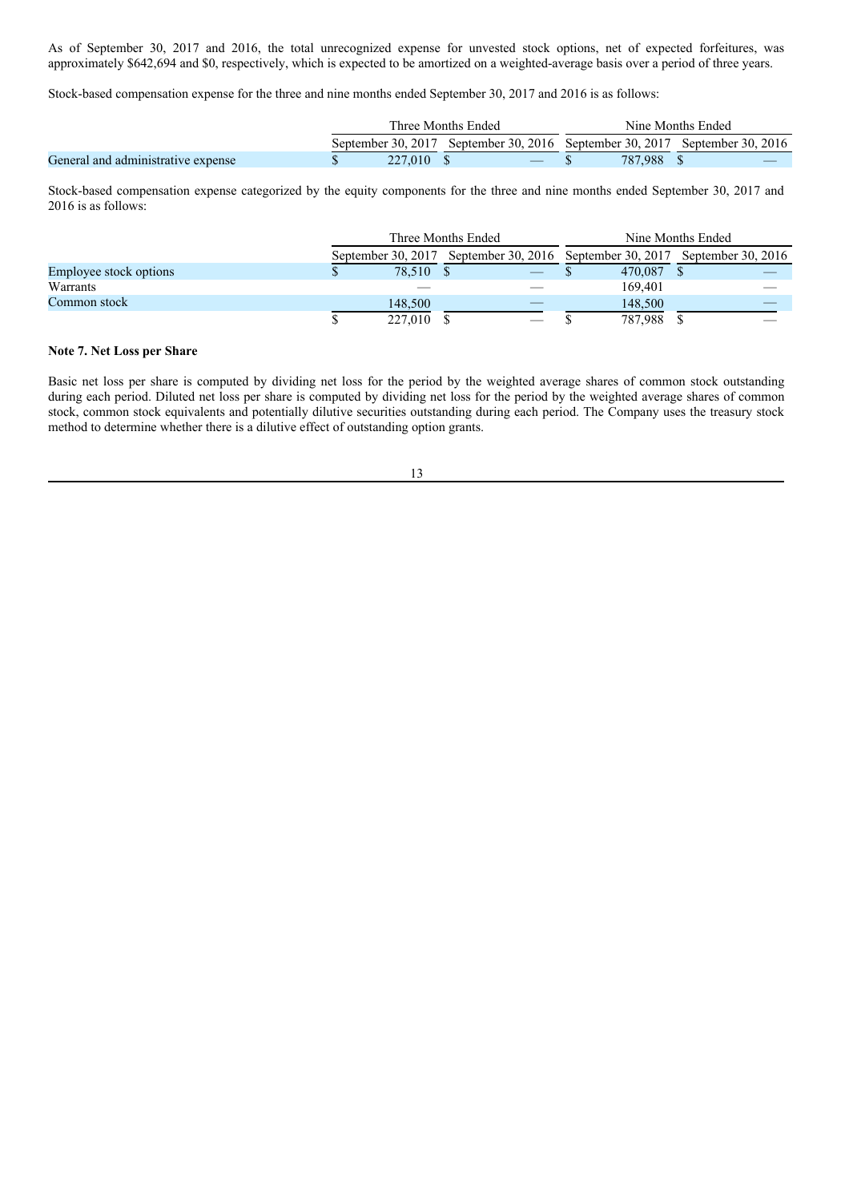As of September 30, 2017 and 2016, the total unrecognized expense for unvested stock options, net of expected forfeitures, was approximately $642,694 and $0, respectively, which is expected to be amortized on a weighted-average basis over a period of three years.

Stock-based compensation expense for the three and nine months ended September 30, 2017 and 2016 is as follows:

| | Three Months Ended | | Nine Months Ended | |
|---|---|---|---|---|
| | September 30, 2017 | September 30, 2016 | September 30, 2017 | September 30, 2016 |
| General and administrative expense | $ 227,010 | $ — | $ 787,988 | $ — |

Stock-based compensation expense categorized by the equity components for the three and nine months ended September 30, 2017 and 2016 is as follows:

| | Three Months Ended | | Nine Months Ended | |
|---|---|---|---|---|
| | September 30, 2017 | September 30, 2016 | September 30, 2017 | September 30, 2016 |
| Employee stock options | $ 78,510 | $ — | $ 470,087 | $ — |
| Warrants | — | — | 169,401 | — |
| Common stock | 148,500 | — | 148,500 | — |
| | $ 227,010 | $ — | $ 787,988 | $ — |

**Note 7. Net Loss per Share**

Basic net loss per share is computed by dividing net loss for the period by the weighted average shares of common stock outstanding during each period. Diluted net loss per share is computed by dividing net loss for the period by the weighted average shares of common stock, common stock equivalents and potentially dilutive securities outstanding during each period. The Company uses the treasury stock method to determine whether there is a dilutive effect of outstanding option grants.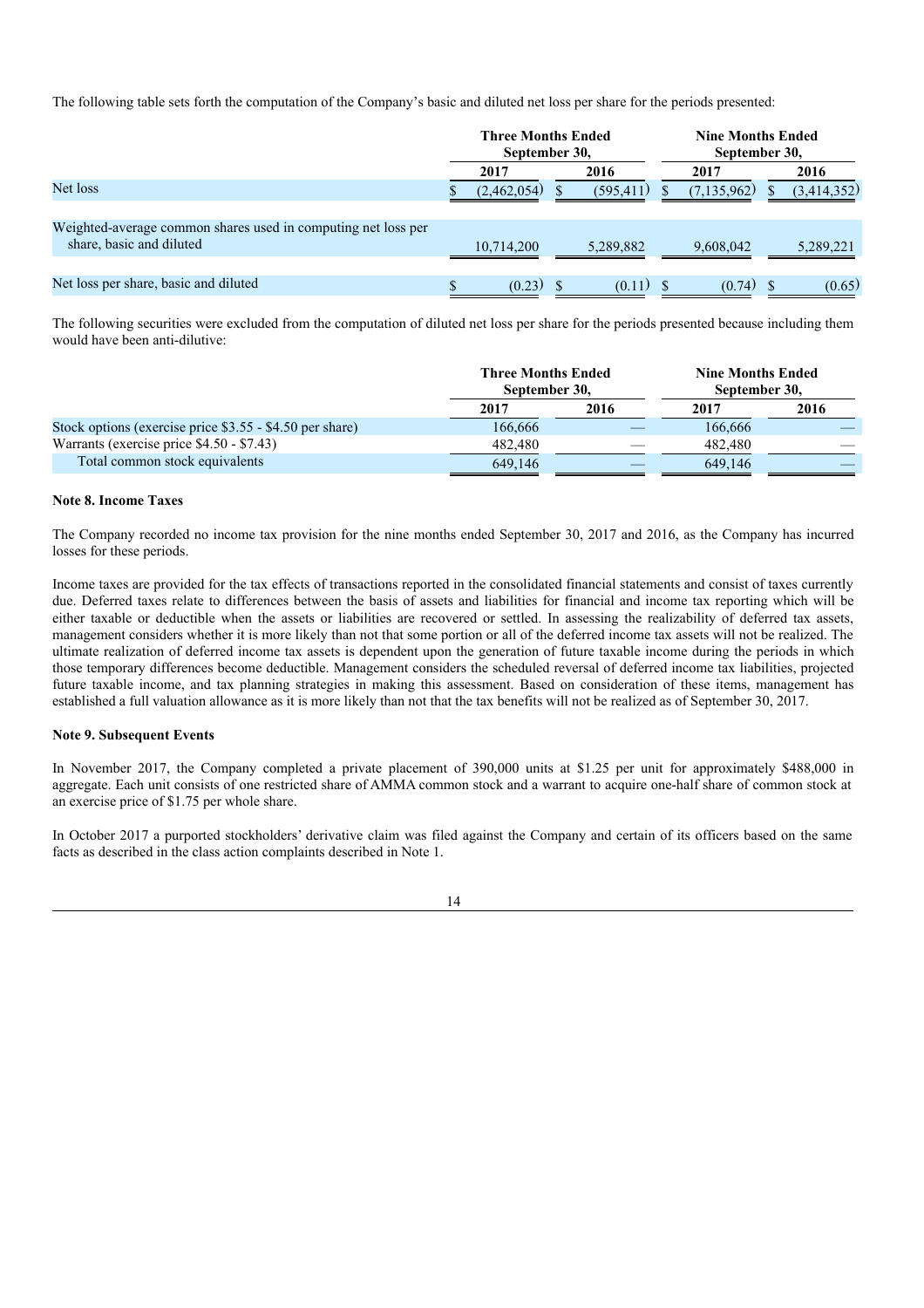The following table sets forth the computation of the Company's basic and diluted net loss per share for the periods presented:

| | Three Months Ended September 30, | | Nine Months Ended September 30, | |
|---|---|---|---|---|
| | 2017 | 2016 | 2017 | 2016 |
| Net loss | $ (2,462,054) | $ (595,411) | $ (7,135,962) | $ (3,414,352) |
| Weighted-average common shares used in computing net loss per share, basic and diluted | 10,714,200 | 5,289,882 | 9,608,042 | 5,289,221 |
| Net loss per share, basic and diluted | $ (0.23) | $ (0.11) | $ (0.74) | $ (0.65) |

The following securities were excluded from the computation of diluted net loss per share for the periods presented because including them would have been anti-dilutive:

| | Three Months Ended September 30, | | Nine Months Ended September 30, | |
|---|---|---|---|---|
| | 2017 | 2016 | 2017 | 2016 |
| Stock options (exercise price \$3.55 - \$4.50 per share) | 166,666 | — | 166,666 | — |
| Warrants (exercise price \$4.50 - \$7.43) | 482,480 | — | 482,480 | — |
| Total common stock equivalents | 649,146 | — | 649,146 | — |

### Note 8. Income Taxes

The Company recorded no income tax provision for the nine months ended September 30, 2017 and 2016, as the Company has incurred losses for these periods.

Income taxes are provided for the tax effects of transactions reported in the consolidated financial statements and consist of taxes currently due. Deferred taxes relate to differences between the basis of assets and liabilities for financial and income tax reporting which will be either taxable or deductible when the assets or liabilities are recovered or settled. In assessing the realizability of deferred tax assets, management considers whether it is more likely than not that some portion or all of the deferred income tax assets will not be realized. The ultimate realization of deferred income tax assets is dependent upon the generation of future taxable income during the periods in which those temporary differences become deductible. Management considers the scheduled reversal of deferred income tax liabilities, projected future taxable income, and tax planning strategies in making this assessment. Based on consideration of these items, management has established a full valuation allowance as it is more likely than not that the tax benefits will not be realized as of September 30, 2017.

### Note 9. Subsequent Events

In November 2017, the Company completed a private placement of 390,000 units at \$1.25 per unit for approximately \$488,000 in aggregate. Each unit consists of one restricted share of AMMA common stock and a warrant to acquire one-half share of common stock at an exercise price of \$1.75 per whole share.

In October 2017 a purported stockholders' derivative claim was filed against the Company and certain of its officers based on the same facts as described in the class action complaints described in Note 1.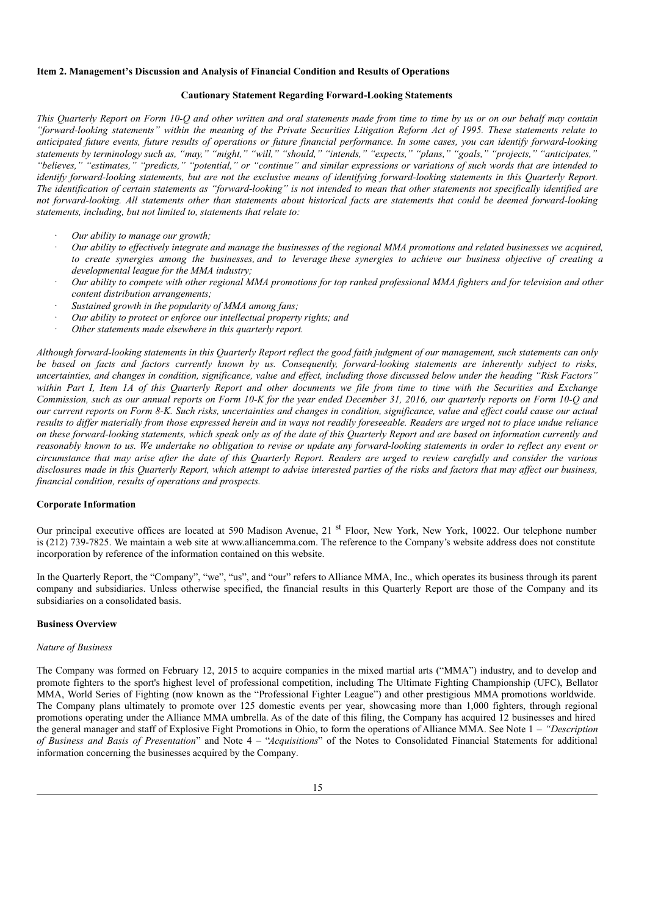**Item 2. Management's Discussion and Analysis of Financial Condition and Results of Operations**

**Cautionary Statement Regarding Forward-Looking Statements**

*This Quarterly Report on Form 10-Q and other written and oral statements made from time to time by us or on our behalf may contain "forward-looking statements" within the meaning of the Private Securities Litigation Reform Act of 1995. These statements relate to anticipated future events, future results of operations or future financial performance. In some cases, you can identify forward-looking statements by terminology such as, "may," "might," "will," "should," "intends," "expects," "plans," "goals," "projects," "anticipates," "believes," "estimates," "predicts," "potential," or "continue" and similar expressions or variations of such words that are intended to identify forward-looking statements, but are not the exclusive means of identifying forward-looking statements in this Quarterly Report. The identification of certain statements as "forward-looking" is not intended to mean that other statements not specifically identified are not forward-looking. All statements other than statements about historical facts are statements that could be deemed forward-looking statements, including, but not limited to, statements that relate to:*

- *Our ability to manage our growth;*
- *Our ability to effectively integrate and manage the businesses of the regional MMA promotions and related businesses we acquired, to create synergies among the businesses, and to leverage these synergies to achieve our business objective of creating a developmental league for the MMA industry;*
- *Our ability to compete with other regional MMA promotions for top ranked professional MMA fighters and for television and other content distribution arrangements;*
- *Sustained growth in the popularity of MMA among fans;*
- *Our ability to protect or enforce our intellectual property rights; and*
- *Other statements made elsewhere in this quarterly report.*

*Although forward-looking statements in this Quarterly Report reflect the good faith judgment of our management, such statements can only be based on facts and factors currently known by us. Consequently, forward-looking statements are inherently subject to risks, uncertainties, and changes in condition, significance, value and effect, including those discussed below under the heading "Risk Factors" within Part I, Item 1A of this Quarterly Report and other documents we file from time to time with the Securities and Exchange Commission, such as our annual reports on Form 10-K for the year ended December 31, 2016, our quarterly reports on Form 10-Q and our current reports on Form 8-K. Such risks, uncertainties and changes in condition, significance, value and effect could cause our actual results to differ materially from those expressed herein and in ways not readily foreseeable. Readers are urged not to place undue reliance on these forward-looking statements, which speak only as of the date of this Quarterly Report and are based on information currently and reasonably known to us. We undertake no obligation to revise or update any forward-looking statements in order to reflect any event or circumstance that may arise after the date of this Quarterly Report. Readers are urged to review carefully and consider the various disclosures made in this Quarterly Report, which attempt to advise interested parties of the risks and factors that may affect our business, financial condition, results of operations and prospects.*

**Corporate Information**

Our principal executive offices are located at 590 Madison Avenue, 21st Floor, New York, New York, 10022. Our telephone number is (212) 739-7825. We maintain a web site at www.alliancemma.com. The reference to the Company's website address does not constitute incorporation by reference of the information contained on this website.

In the Quarterly Report, the "Company", "we", "us", and "our" refers to Alliance MMA, Inc., which operates its business through its parent company and subsidiaries. Unless otherwise specified, the financial results in this Quarterly Report are those of the Company and its subsidiaries on a consolidated basis.

**Business Overview**

*Nature of Business*

The Company was formed on February 12, 2015 to acquire companies in the mixed martial arts ("MMA") industry, and to develop and promote fighters to the sport's highest level of professional competition, including The Ultimate Fighting Championship (UFC), Bellator MMA, World Series of Fighting (now known as the "Professional Fighter League") and other prestigious MMA promotions worldwide. The Company plans ultimately to promote over 125 domestic events per year, showcasing more than 1,000 fighters, through regional promotions operating under the Alliance MMA umbrella. As of the date of this filing, the Company has acquired 12 businesses and hired the general manager and staff of Explosive Fight Promotions in Ohio, to form the operations of Alliance MMA. See Note 1 – *"Description of Business and Basis of Presentation*" and Note 4 – "*Acquisitions*" of the Notes to Consolidated Financial Statements for additional information concerning the businesses acquired by the Company.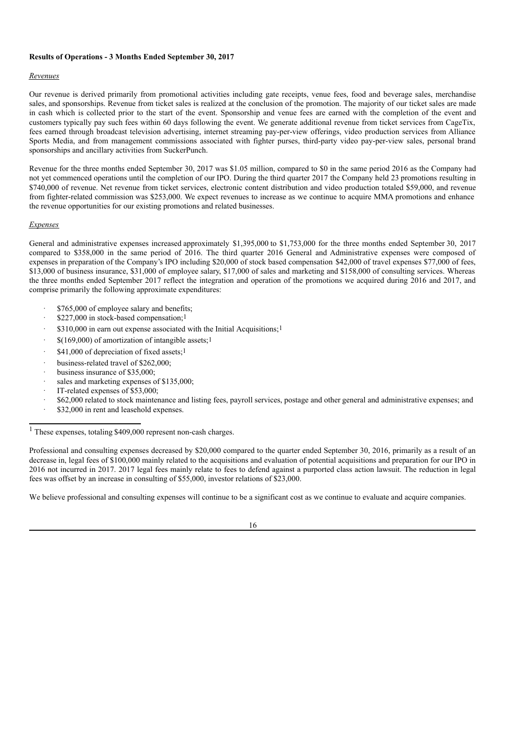**Results of Operations - 3 Months Ended September 30, 2017**

*Revenues*

Our revenue is derived primarily from promotional activities including gate receipts, venue fees, food and beverage sales, merchandise sales, and sponsorships. Revenue from ticket sales is realized at the conclusion of the promotion. The majority of our ticket sales are made in cash which is collected prior to the start of the event. Sponsorship and venue fees are earned with the completion of the event and customers typically pay such fees within 60 days following the event. We generate additional revenue from ticket services from CageTix, fees earned through broadcast television advertising, internet streaming pay-per-view offerings, video production services from Alliance Sports Media, and from management commissions associated with fighter purses, third-party video pay-per-view sales, personal brand sponsorships and ancillary activities from SuckerPunch.

Revenue for the three months ended September 30, 2017 was $1.05 million, compared to $0 in the same period 2016 as the Company had not yet commenced operations until the completion of our IPO. During the third quarter 2017 the Company held 23 promotions resulting in $740,000 of revenue. Net revenue from ticket services, electronic content distribution and video production totaled $59,000, and revenue from fighter-related commission was $253,000. We expect revenues to increase as we continue to acquire MMA promotions and enhance the revenue opportunities for our existing promotions and related businesses.

*Expenses*

General and administrative expenses increased approximately $1,395,000 to $1,753,000 for the three months ended September 30, 2017 compared to $358,000 in the same period of 2016. The third quarter 2016 General and Administrative expenses were composed of expenses in preparation of the Company's IPO including $20,000 of stock based compensation $42,000 of travel expenses $77,000 of fees, $13,000 of business insurance, $31,000 of employee salary, $17,000 of sales and marketing and $158,000 of consulting services. Whereas the three months ended September 2017 reflect the integration and operation of the promotions we acquired during 2016 and 2017, and comprise primarily the following approximate expenditures:

- $765,000 of employee salary and benefits;
- $227,000 in stock-based compensation;[1]
- $310,000 in earn out expense associated with the Initial Acquisitions;[1]
- $(169,000) of amortization of intangible assets;[1]
- $41,000 of depreciation of fixed assets;[1]
- business-related travel of $262,000;
- business insurance of $35,000;
- sales and marketing expenses of $135,000;
- IT-related expenses of $53,000;
- $62,000 related to stock maintenance and listing fees, payroll services, postage and other general and administrative expenses; and
- $32,000 in rent and leasehold expenses.

[1] These expenses, totaling $409,000 represent non-cash charges.

Professional and consulting expenses decreased by $20,000 compared to the quarter ended September 30, 2016, primarily as a result of an decrease in, legal fees of $100,000 mainly related to the acquisitions and evaluation of potential acquisitions and preparation for our IPO in 2016 not incurred in 2017. 2017 legal fees mainly relate to fees to defend against a purported class action lawsuit. The reduction in legal fees was offset by an increase in consulting of $55,000, investor relations of $23,000.

We believe professional and consulting expenses will continue to be a significant cost as we continue to evaluate and acquire companies.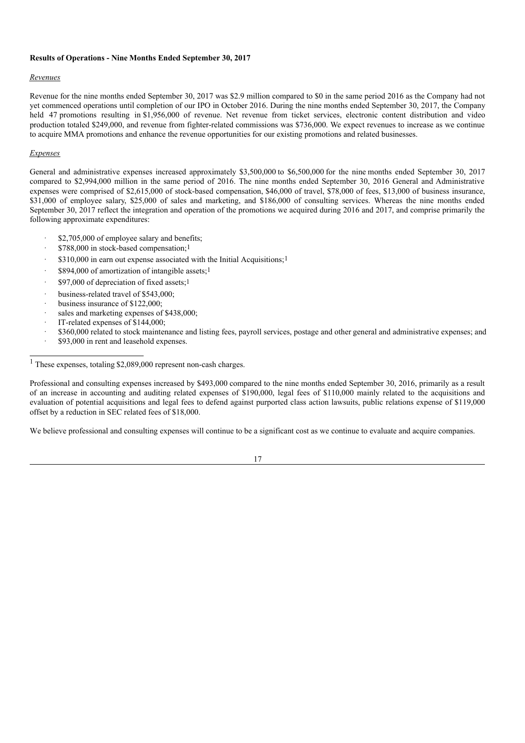**Results of Operations - Nine Months Ended September 30, 2017**

*Revenues*

Revenue for the nine months ended September 30, 2017 was $2.9 million compared to $0 in the same period 2016 as the Company had not yet commenced operations until completion of our IPO in October 2016. During the nine months ended September 30, 2017, the Company held 47 promotions resulting in $1,956,000 of revenue. Net revenue from ticket services, electronic content distribution and video production totaled $249,000, and revenue from fighter-related commissions was $736,000. We expect revenues to increase as we continue to acquire MMA promotions and enhance the revenue opportunities for our existing promotions and related businesses.

*Expenses*

General and administrative expenses increased approximately $3,500,000 to $6,500,000 for the nine months ended September 30, 2017 compared to $2,994,000 million in the same period of 2016. The nine months ended September 30, 2016 General and Administrative expenses were comprised of $2,615,000 of stock-based compensation, $46,000 of travel, $78,000 of fees, $13,000 of business insurance, $31,000 of employee salary, $25,000 of sales and marketing, and $186,000 of consulting services. Whereas the nine months ended September 30, 2017 reflect the integration and operation of the promotions we acquired during 2016 and 2017, and comprise primarily the following approximate expenditures:

- $2,705,000 of employee salary and benefits;
- $788,000 in stock-based compensation;[1]
- $310,000 in earn out expense associated with the Initial Acquisitions;[1]
- $894,000 of amortization of intangible assets;[1]
- $97,000 of depreciation of fixed assets;[1]
- business-related travel of $543,000;
- business insurance of $122,000;
- sales and marketing expenses of $438,000;
- IT-related expenses of $144,000;
- $360,000 related to stock maintenance and listing fees, payroll services, postage and other general and administrative expenses; and
- $93,000 in rent and leasehold expenses.

[1] These expenses, totaling $2,089,000 represent non-cash charges.

Professional and consulting expenses increased by $493,000 compared to the nine months ended September 30, 2016, primarily as a result of an increase in accounting and auditing related expenses of $190,000, legal fees of $110,000 mainly related to the acquisitions and evaluation of potential acquisitions and legal fees to defend against purported class action lawsuits, public relations expense of $119,000 offset by a reduction in SEC related fees of $18,000.

We believe professional and consulting expenses will continue to be a significant cost as we continue to evaluate and acquire companies.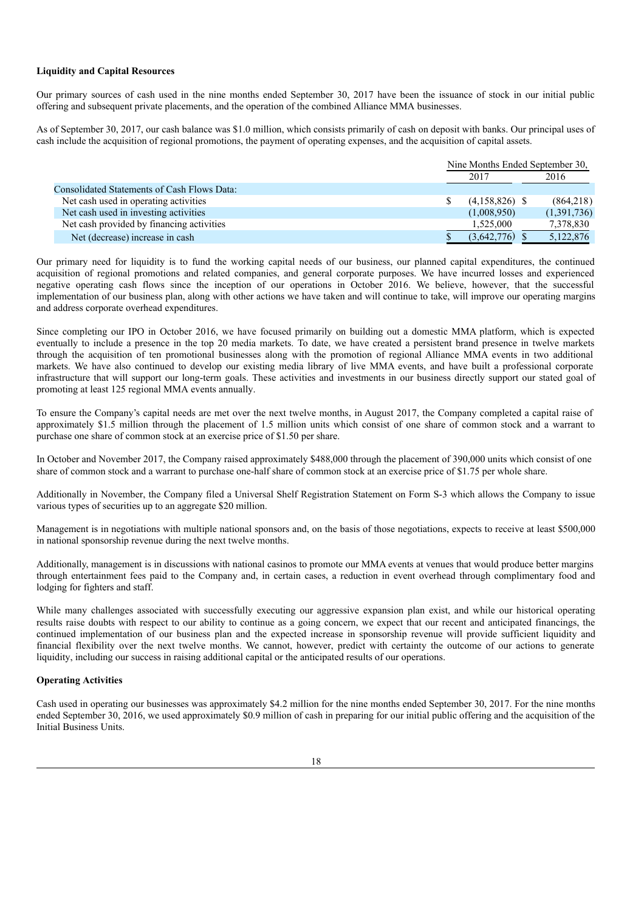**Liquidity and Capital Resources**

Our primary sources of cash used in the nine months ended September 30, 2017 have been the issuance of stock in our initial public offering and subsequent private placements, and the operation of the combined Alliance MMA businesses.

As of September 30, 2017, our cash balance was $1.0 million, which consists primarily of cash on deposit with banks. Our principal uses of cash include the acquisition of regional promotions, the payment of operating expenses, and the acquisition of capital assets.

| | Nine Months Ended September 30, | |
|---|---|---|
| | 2017 | 2016 |
| Consolidated Statements of Cash Flows Data: | | |
| Net cash used in operating activities | $ (4,158,826) | $ (864,218) |
| Net cash used in investing activities | (1,008,950) | (1,391,736) |
| Net cash provided by financing activities | 1,525,000 | 7,378,830 |
| Net (decrease) increase in cash | $ (3,642,776) | $ 5,122,876 |

Our primary need for liquidity is to fund the working capital needs of our business, our planned capital expenditures, the continued acquisition of regional promotions and related companies, and general corporate purposes. We have incurred losses and experienced negative operating cash flows since the inception of our operations in October 2016. We believe, however, that the successful implementation of our business plan, along with other actions we have taken and will continue to take, will improve our operating margins and address corporate overhead expenditures.

Since completing our IPO in October 2016, we have focused primarily on building out a domestic MMA platform, which is expected eventually to include a presence in the top 20 media markets. To date, we have created a persistent brand presence in twelve markets through the acquisition of ten promotional businesses along with the promotion of regional Alliance MMA events in two additional markets. We have also continued to develop our existing media library of live MMA events, and have built a professional corporate infrastructure that will support our long-term goals. These activities and investments in our business directly support our stated goal of promoting at least 125 regional MMA events annually.

To ensure the Company's capital needs are met over the next twelve months, in August 2017, the Company completed a capital raise of approximately $1.5 million through the placement of 1.5 million units which consist of one share of common stock and a warrant to purchase one share of common stock at an exercise price of $1.50 per share.

In October and November 2017, the Company raised approximately $488,000 through the placement of 390,000 units which consist of one share of common stock and a warrant to purchase one-half share of common stock at an exercise price of $1.75 per whole share.

Additionally in November, the Company filed a Universal Shelf Registration Statement on Form S-3 which allows the Company to issue various types of securities up to an aggregate $20 million.

Management is in negotiations with multiple national sponsors and, on the basis of those negotiations, expects to receive at least $500,000 in national sponsorship revenue during the next twelve months.

Additionally, management is in discussions with national casinos to promote our MMA events at venues that would produce better margins through entertainment fees paid to the Company and, in certain cases, a reduction in event overhead through complimentary food and lodging for fighters and staff.

While many challenges associated with successfully executing our aggressive expansion plan exist, and while our historical operating results raise doubts with respect to our ability to continue as a going concern, we expect that our recent and anticipated financings, the continued implementation of our business plan and the expected increase in sponsorship revenue will provide sufficient liquidity and financial flexibility over the next twelve months. We cannot, however, predict with certainty the outcome of our actions to generate liquidity, including our success in raising additional capital or the anticipated results of our operations.

**Operating Activities**

Cash used in operating our businesses was approximately $4.2 million for the nine months ended September 30, 2017. For the nine months ended September 30, 2016, we used approximately $0.9 million of cash in preparing for our initial public offering and the acquisition of the Initial Business Units.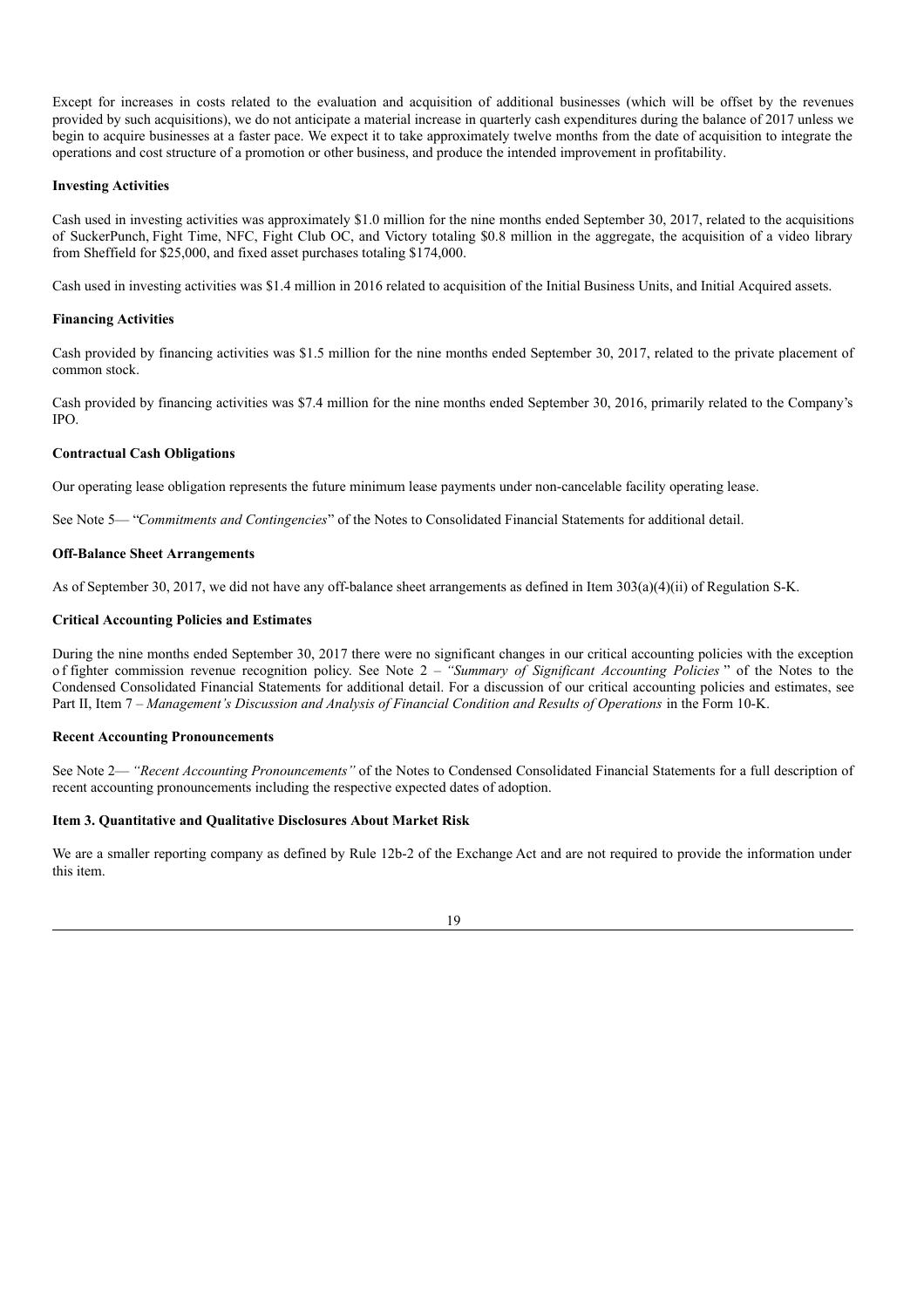Except for increases in costs related to the evaluation and acquisition of additional businesses (which will be offset by the revenues provided by such acquisitions), we do not anticipate a material increase in quarterly cash expenditures during the balance of 2017 unless we begin to acquire businesses at a faster pace. We expect it to take approximately twelve months from the date of acquisition to integrate the operations and cost structure of a promotion or other business, and produce the intended improvement in profitability.

**Investing Activities**

Cash used in investing activities was approximately $1.0 million for the nine months ended September 30, 2017, related to the acquisitions of SuckerPunch, Fight Time, NFC, Fight Club OC, and Victory totaling $0.8 million in the aggregate, the acquisition of a video library from Sheffield for $25,000, and fixed asset purchases totaling $174,000.

Cash used in investing activities was $1.4 million in 2016 related to acquisition of the Initial Business Units, and Initial Acquired assets.

**Financing Activities**

Cash provided by financing activities was $1.5 million for the nine months ended September 30, 2017, related to the private placement of common stock.

Cash provided by financing activities was $7.4 million for the nine months ended September 30, 2016, primarily related to the Company's IPO.

**Contractual Cash Obligations**

Our operating lease obligation represents the future minimum lease payments under non-cancelable facility operating lease.

See Note 5— "*Commitments and Contingencies*" of the Notes to Consolidated Financial Statements for additional detail.

**Off-Balance Sheet Arrangements**

As of September 30, 2017, we did not have any off-balance sheet arrangements as defined in Item 303(a)(4)(ii) of Regulation S-K.

**Critical Accounting Policies and Estimates**

During the nine months ended September 30, 2017 there were no significant changes in our critical accounting policies with the exception of fighter commission revenue recognition policy. See Note 2 – *"Summary of Significant Accounting Policies"* of the Notes to the Condensed Consolidated Financial Statements for additional detail. For a discussion of our critical accounting policies and estimates, see Part II, Item 7 – *Management's Discussion and Analysis of Financial Condition and Results of Operations* in the Form 10-K.

**Recent Accounting Pronouncements**

See Note 2— *"Recent Accounting Pronouncements"* of the Notes to Condensed Consolidated Financial Statements for a full description of recent accounting pronouncements including the respective expected dates of adoption.

**Item 3. Quantitative and Qualitative Disclosures About Market Risk**

We are a smaller reporting company as defined by Rule 12b-2 of the Exchange Act and are not required to provide the information under this item.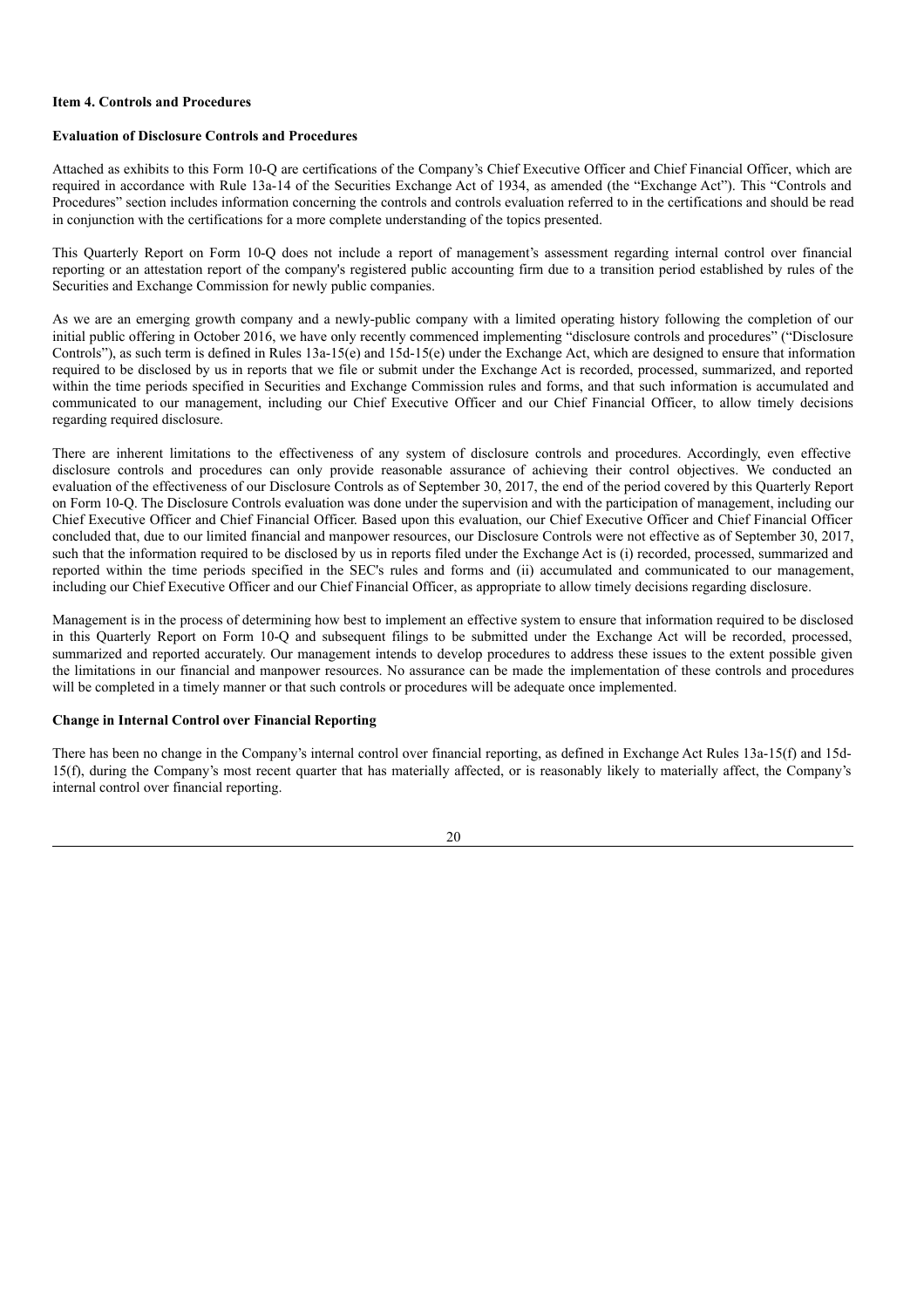**Item 4. Controls and Procedures**

**Evaluation of Disclosure Controls and Procedures**

Attached as exhibits to this Form 10-Q are certifications of the Company's Chief Executive Officer and Chief Financial Officer, which are required in accordance with Rule 13a-14 of the Securities Exchange Act of 1934, as amended (the "Exchange Act"). This "Controls and Procedures" section includes information concerning the controls and controls evaluation referred to in the certifications and should be read in conjunction with the certifications for a more complete understanding of the topics presented.

This Quarterly Report on Form 10-Q does not include a report of management's assessment regarding internal control over financial reporting or an attestation report of the company's registered public accounting firm due to a transition period established by rules of the Securities and Exchange Commission for newly public companies.

As we are an emerging growth company and a newly-public company with a limited operating history following the completion of our initial public offering in October 2016, we have only recently commenced implementing "disclosure controls and procedures" ("Disclosure Controls"), as such term is defined in Rules 13a-15(e) and 15d-15(e) under the Exchange Act, which are designed to ensure that information required to be disclosed by us in reports that we file or submit under the Exchange Act is recorded, processed, summarized, and reported within the time periods specified in Securities and Exchange Commission rules and forms, and that such information is accumulated and communicated to our management, including our Chief Executive Officer and our Chief Financial Officer, to allow timely decisions regarding required disclosure.

There are inherent limitations to the effectiveness of any system of disclosure controls and procedures. Accordingly, even effective disclosure controls and procedures can only provide reasonable assurance of achieving their control objectives. We conducted an evaluation of the effectiveness of our Disclosure Controls as of September 30, 2017, the end of the period covered by this Quarterly Report on Form 10-Q. The Disclosure Controls evaluation was done under the supervision and with the participation of management, including our Chief Executive Officer and Chief Financial Officer. Based upon this evaluation, our Chief Executive Officer and Chief Financial Officer concluded that, due to our limited financial and manpower resources, our Disclosure Controls were not effective as of September 30, 2017, such that the information required to be disclosed by us in reports filed under the Exchange Act is (i) recorded, processed, summarized and reported within the time periods specified in the SEC's rules and forms and (ii) accumulated and communicated to our management, including our Chief Executive Officer and our Chief Financial Officer, as appropriate to allow timely decisions regarding disclosure.

Management is in the process of determining how best to implement an effective system to ensure that information required to be disclosed in this Quarterly Report on Form 10-Q and subsequent filings to be submitted under the Exchange Act will be recorded, processed, summarized and reported accurately. Our management intends to develop procedures to address these issues to the extent possible given the limitations in our financial and manpower resources. No assurance can be made the implementation of these controls and procedures will be completed in a timely manner or that such controls or procedures will be adequate once implemented.

**Change in Internal Control over Financial Reporting**

There has been no change in the Company's internal control over financial reporting, as defined in Exchange Act Rules 13a-15(f) and 15d-15(f), during the Company's most recent quarter that has materially affected, or is reasonably likely to materially affect, the Company's internal control over financial reporting.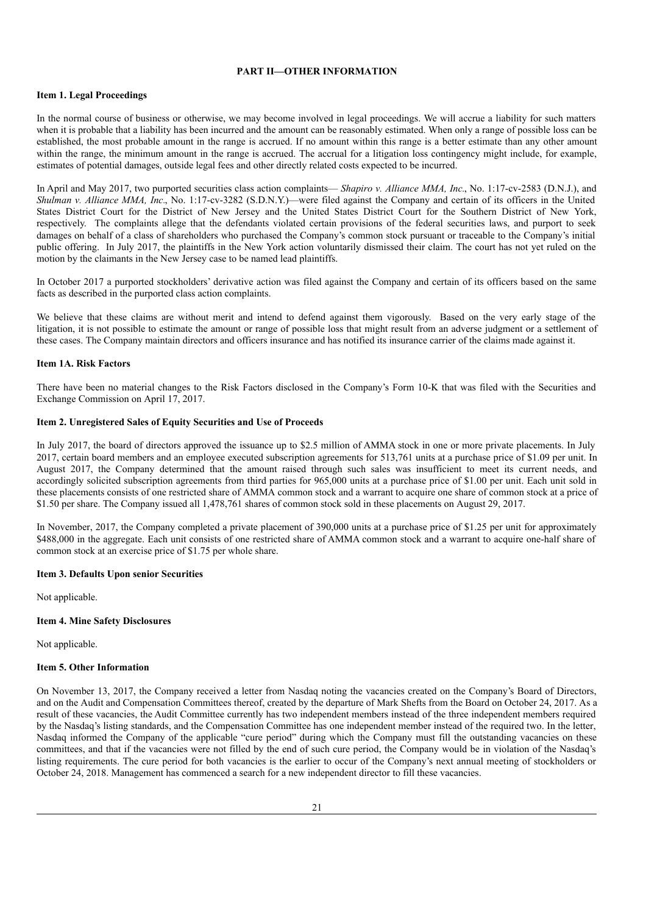# PART II—OTHER INFORMATION

## Item 1. Legal Proceedings

In the normal course of business or otherwise, we may become involved in legal proceedings. We will accrue a liability for such matters when it is probable that a liability has been incurred and the amount can be reasonably estimated. When only a range of possible loss can be established, the most probable amount in the range is accrued. If no amount within this range is a better estimate than any other amount within the range, the minimum amount in the range is accrued. The accrual for a litigation loss contingency might include, for example, estimates of potential damages, outside legal fees and other directly related costs expected to be incurred.

In April and May 2017, two purported securities class action complaints— *Shapiro v. Alliance MMA, Inc*., No. 1:17-cv-2583 (D.N.J.), and *Shulman v. Alliance MMA, Inc*., No. 1:17-cv-3282 (S.D.N.Y.)—were filed against the Company and certain of its officers in the United States District Court for the District of New Jersey and the United States District Court for the Southern District of New York, respectively. The complaints allege that the defendants violated certain provisions of the federal securities laws, and purport to seek damages on behalf of a class of shareholders who purchased the Company's common stock pursuant or traceable to the Company's initial public offering. In July 2017, the plaintiffs in the New York action voluntarily dismissed their claim. The court has not yet ruled on the motion by the claimants in the New Jersey case to be named lead plaintiffs.

In October 2017 a purported stockholders' derivative action was filed against the Company and certain of its officers based on the same facts as described in the purported class action complaints.

We believe that these claims are without merit and intend to defend against them vigorously. Based on the very early stage of the litigation, it is not possible to estimate the amount or range of possible loss that might result from an adverse judgment or a settlement of these cases. The Company maintain directors and officers insurance and has notified its insurance carrier of the claims made against it.

## Item 1A. Risk Factors

There have been no material changes to the Risk Factors disclosed in the Company's Form 10-K that was filed with the Securities and Exchange Commission on April 17, 2017.

## Item 2. Unregistered Sales of Equity Securities and Use of Proceeds

In July 2017, the board of directors approved the issuance up to $2.5 million of AMMA stock in one or more private placements. In July 2017, certain board members and an employee executed subscription agreements for 513,761 units at a purchase price of $1.09 per unit. In August 2017, the Company determined that the amount raised through such sales was insufficient to meet its current needs, and accordingly solicited subscription agreements from third parties for 965,000 units at a purchase price of $1.00 per unit. Each unit sold in these placements consists of one restricted share of AMMA common stock and a warrant to acquire one share of common stock at a price of $1.50 per share. The Company issued all 1,478,761 shares of common stock sold in these placements on August 29, 2017.

In November, 2017, the Company completed a private placement of 390,000 units at a purchase price of $1.25 per unit for approximately $488,000 in the aggregate. Each unit consists of one restricted share of AMMA common stock and a warrant to acquire one-half share of common stock at an exercise price of $1.75 per whole share.

## Item 3. Defaults Upon senior Securities

Not applicable.

## Item 4. Mine Safety Disclosures

Not applicable.

## Item 5. Other Information

On November 13, 2017, the Company received a letter from Nasdaq noting the vacancies created on the Company's Board of Directors, and on the Audit and Compensation Committees thereof, created by the departure of Mark Shefts from the Board on October 24, 2017. As a result of these vacancies, the Audit Committee currently has two independent members instead of the three independent members required by the Nasdaq's listing standards, and the Compensation Committee has one independent member instead of the required two. In the letter, Nasdaq informed the Company of the applicable "cure period" during which the Company must fill the outstanding vacancies on these committees, and that if the vacancies were not filled by the end of such cure period, the Company would be in violation of the Nasdaq's listing requirements. The cure period for both vacancies is the earlier to occur of the Company's next annual meeting of stockholders or October 24, 2018. Management has commenced a search for a new independent director to fill these vacancies.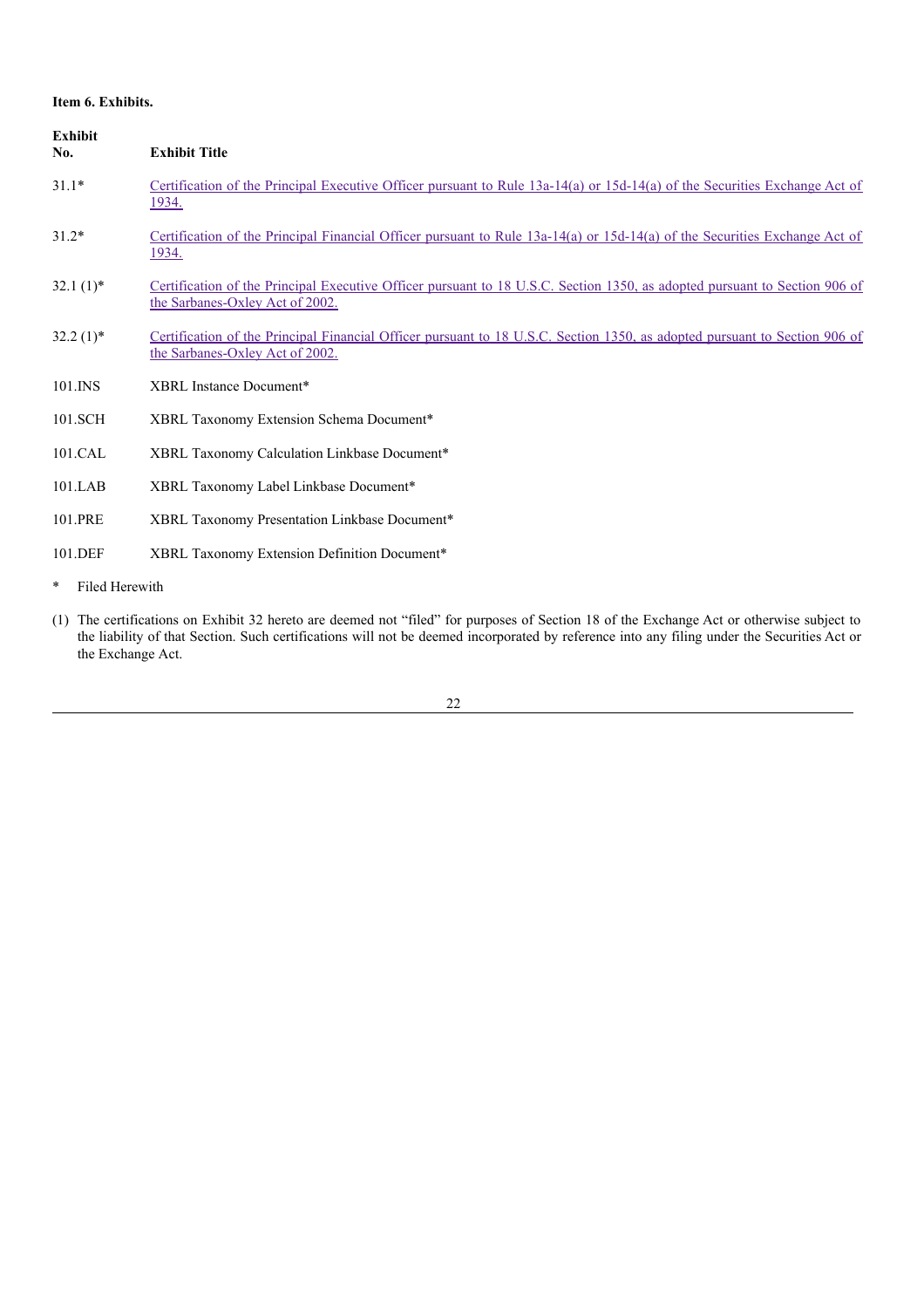**Item 6. Exhibits.**

| Exhibit No. | Exhibit Title |
|---|---|
| 31.1* | Certification of the Principal Executive Officer pursuant to Rule 13a-14(a) or 15d-14(a) of the Securities Exchange Act of 1934. |
| 31.2* | Certification of the Principal Financial Officer pursuant to Rule 13a-14(a) or 15d-14(a) of the Securities Exchange Act of 1934. |
| 32.1 (1)* | Certification of the Principal Executive Officer pursuant to 18 U.S.C. Section 1350, as adopted pursuant to Section 906 of the Sarbanes-Oxley Act of 2002. |
| 32.2 (1)* | Certification of the Principal Financial Officer pursuant to 18 U.S.C. Section 1350, as adopted pursuant to Section 906 of the Sarbanes-Oxley Act of 2002. |
| 101.INS | XBRL Instance Document* |
| 101.SCH | XBRL Taxonomy Extension Schema Document* |
| 101.CAL | XBRL Taxonomy Calculation Linkbase Document* |
| 101.LAB | XBRL Taxonomy Label Linkbase Document* |
| 101.PRE | XBRL Taxonomy Presentation Linkbase Document* |
| 101.DEF | XBRL Taxonomy Extension Definition Document* |

\* Filed Herewith

(1) The certifications on Exhibit 32 hereto are deemed not "filed" for purposes of Section 18 of the Exchange Act or otherwise subject to the liability of that Section. Such certifications will not be deemed incorporated by reference into any filing under the Securities Act or the Exchange Act.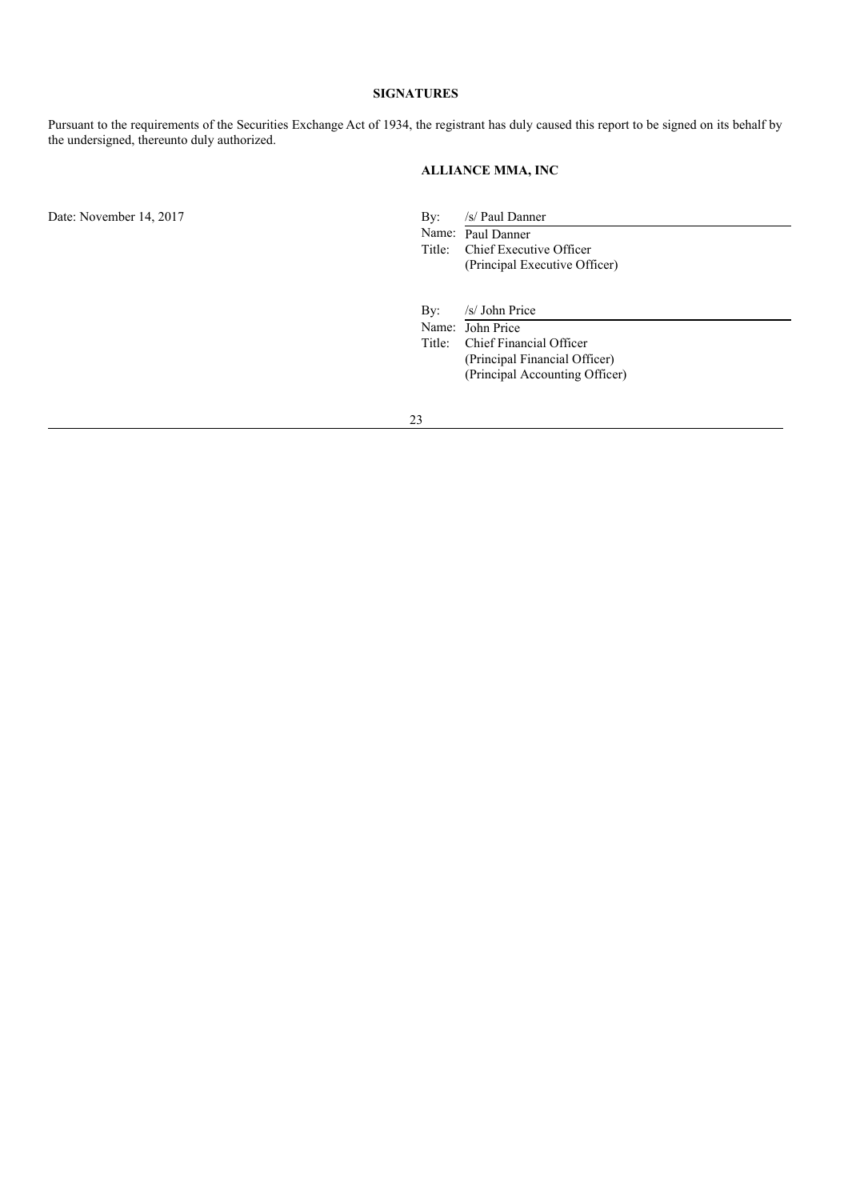## SIGNATURES

Pursuant to the requirements of the Securities Exchange Act of 1934, the registrant has duly caused this report to be signed on its behalf by the undersigned, thereunto duly authorized.

**ALLIANCE MMA, INC**

Date: November 14, 2017

By: /s/ Paul Danner
Name: Paul Danner
Title: Chief Executive Officer
(Principal Executive Officer)

By: /s/ John Price
Name: John Price
Title: Chief Financial Officer
(Principal Financial Officer)
(Principal Accounting Officer)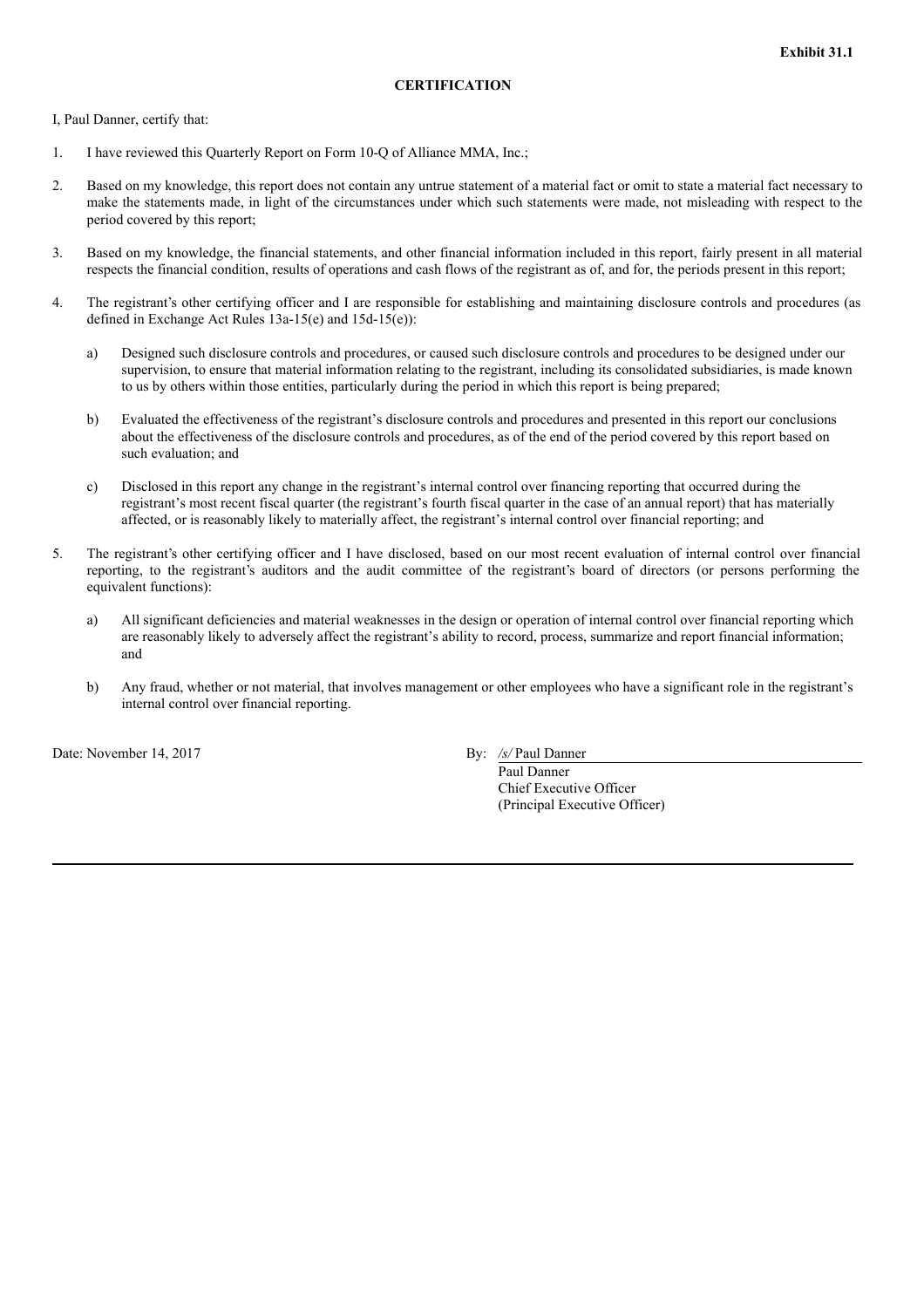**Exhibit 31.1**

**CERTIFICATION**

I, Paul Danner, certify that:

1. I have reviewed this Quarterly Report on Form 10-Q of Alliance MMA, Inc.;

2. Based on my knowledge, this report does not contain any untrue statement of a material fact or omit to state a material fact necessary to make the statements made, in light of the circumstances under which such statements were made, not misleading with respect to the period covered by this report;

3. Based on my knowledge, the financial statements, and other financial information included in this report, fairly present in all material respects the financial condition, results of operations and cash flows of the registrant as of, and for, the periods present in this report;

4. The registrant's other certifying officer and I are responsible for establishing and maintaining disclosure controls and procedures (as defined in Exchange Act Rules 13a-15(e) and 15d-15(e)):

   a) Designed such disclosure controls and procedures, or caused such disclosure controls and procedures to be designed under our supervision, to ensure that material information relating to the registrant, including its consolidated subsidiaries, is made known to us by others within those entities, particularly during the period in which this report is being prepared;

   b) Evaluated the effectiveness of the registrant's disclosure controls and procedures and presented in this report our conclusions about the effectiveness of the disclosure controls and procedures, as of the end of the period covered by this report based on such evaluation; and

   c) Disclosed in this report any change in the registrant's internal control over financing reporting that occurred during the registrant's most recent fiscal quarter (the registrant's fourth fiscal quarter in the case of an annual report) that has materially affected, or is reasonably likely to materially affect, the registrant's internal control over financial reporting; and

5. The registrant's other certifying officer and I have disclosed, based on our most recent evaluation of internal control over financial reporting, to the registrant's auditors and the audit committee of the registrant's board of directors (or persons performing the equivalent functions):

   a) All significant deficiencies and material weaknesses in the design or operation of internal control over financial reporting which are reasonably likely to adversely affect the registrant's ability to record, process, summarize and report financial information; and

   b) Any fraud, whether or not material, that involves management or other employees who have a significant role in the registrant's internal control over financial reporting.

Date: November 14, 2017

By: */s/* Paul Danner
Paul Danner
Chief Executive Officer
(Principal Executive Officer)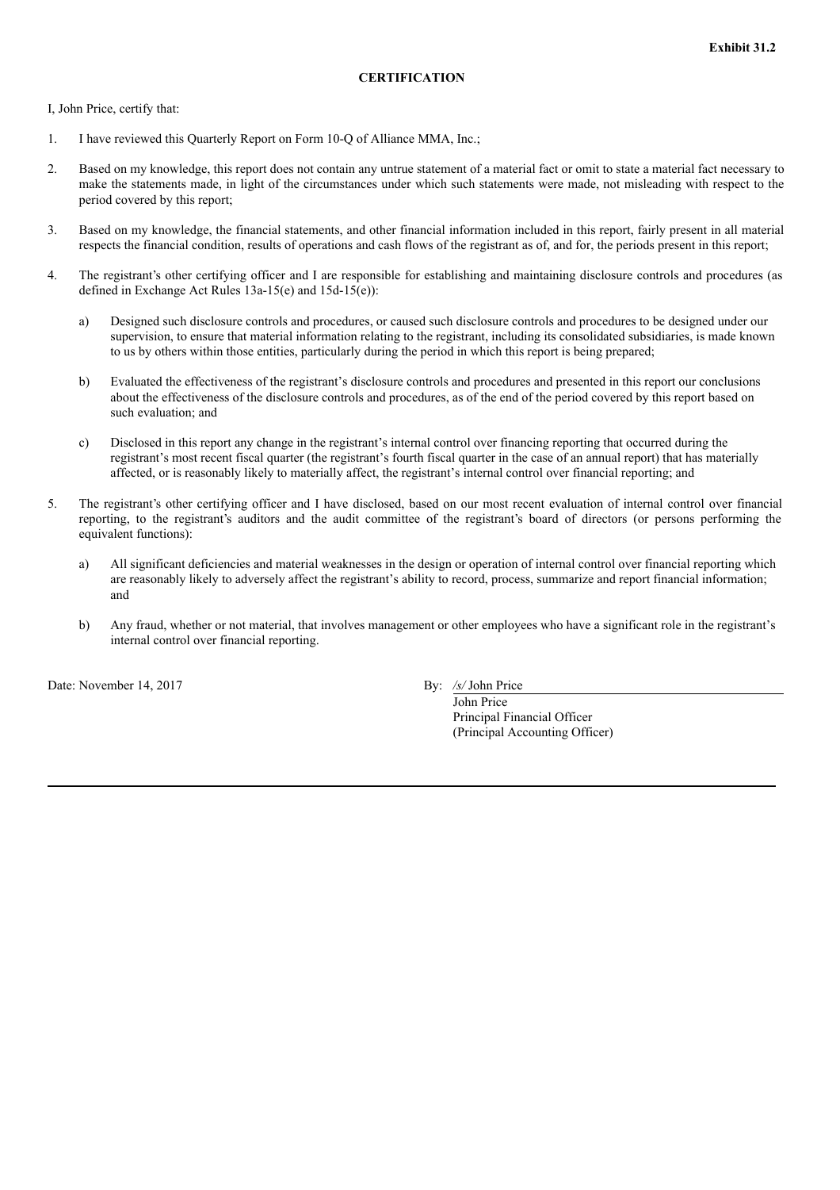**Exhibit 31.2**

**CERTIFICATION**

I, John Price, certify that:

1. I have reviewed this Quarterly Report on Form 10-Q of Alliance MMA, Inc.;

2. Based on my knowledge, this report does not contain any untrue statement of a material fact or omit to state a material fact necessary to make the statements made, in light of the circumstances under which such statements were made, not misleading with respect to the period covered by this report;

3. Based on my knowledge, the financial statements, and other financial information included in this report, fairly present in all material respects the financial condition, results of operations and cash flows of the registrant as of, and for, the periods present in this report;

4. The registrant's other certifying officer and I are responsible for establishing and maintaining disclosure controls and procedures (as defined in Exchange Act Rules 13a-15(e) and 15d-15(e)):

   a) Designed such disclosure controls and procedures, or caused such disclosure controls and procedures to be designed under our supervision, to ensure that material information relating to the registrant, including its consolidated subsidiaries, is made known to us by others within those entities, particularly during the period in which this report is being prepared;

   b) Evaluated the effectiveness of the registrant's disclosure controls and procedures and presented in this report our conclusions about the effectiveness of the disclosure controls and procedures, as of the end of the period covered by this report based on such evaluation; and

   c) Disclosed in this report any change in the registrant's internal control over financing reporting that occurred during the registrant's most recent fiscal quarter (the registrant's fourth fiscal quarter in the case of an annual report) that has materially affected, or is reasonably likely to materially affect, the registrant's internal control over financial reporting; and

5. The registrant's other certifying officer and I have disclosed, based on our most recent evaluation of internal control over financial reporting, to the registrant's auditors and the audit committee of the registrant's board of directors (or persons performing the equivalent functions):

   a) All significant deficiencies and material weaknesses in the design or operation of internal control over financial reporting which are reasonably likely to adversely affect the registrant's ability to record, process, summarize and report financial information; and

   b) Any fraud, whether or not material, that involves management or other employees who have a significant role in the registrant's internal control over financial reporting.

Date: November 14, 2017

By: */s/* John Price
John Price
Principal Financial Officer
(Principal Accounting Officer)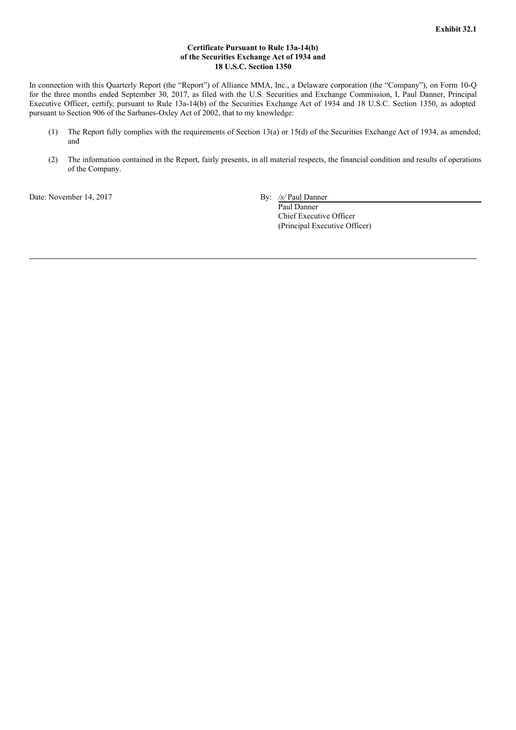**Exhibit 32.1**

**Certificate Pursuant to Rule 13a-14(b)
of the Securities Exchange Act of 1934 and
18 U.S.C. Section 1350**

In connection with this Quarterly Report (the "Report") of Alliance MMA, Inc., a Delaware corporation (the "Company"), on Form 10-Q for the three months ended September 30, 2017, as filed with the U.S. Securities and Exchange Commission, I, Paul Danner, Principal Executive Officer, certify, pursuant to Rule 13a-14(b) of the Securities Exchange Act of 1934 and 18 U.S.C. Section 1350, as adopted pursuant to Section 906 of the Sarbanes-Oxley Act of 2002, that to my knowledge:

(1) The Report fully complies with the requirements of Section 13(a) or 15(d) of the Securities Exchange Act of 1934, as amended; and

(2) The information contained in the Report, fairly presents, in all material respects, the financial condition and results of operations of the Company.

Date: November 14, 2017

By: */s/* Paul Danner
Paul Danner
Chief Executive Officer
(Principal Executive Officer)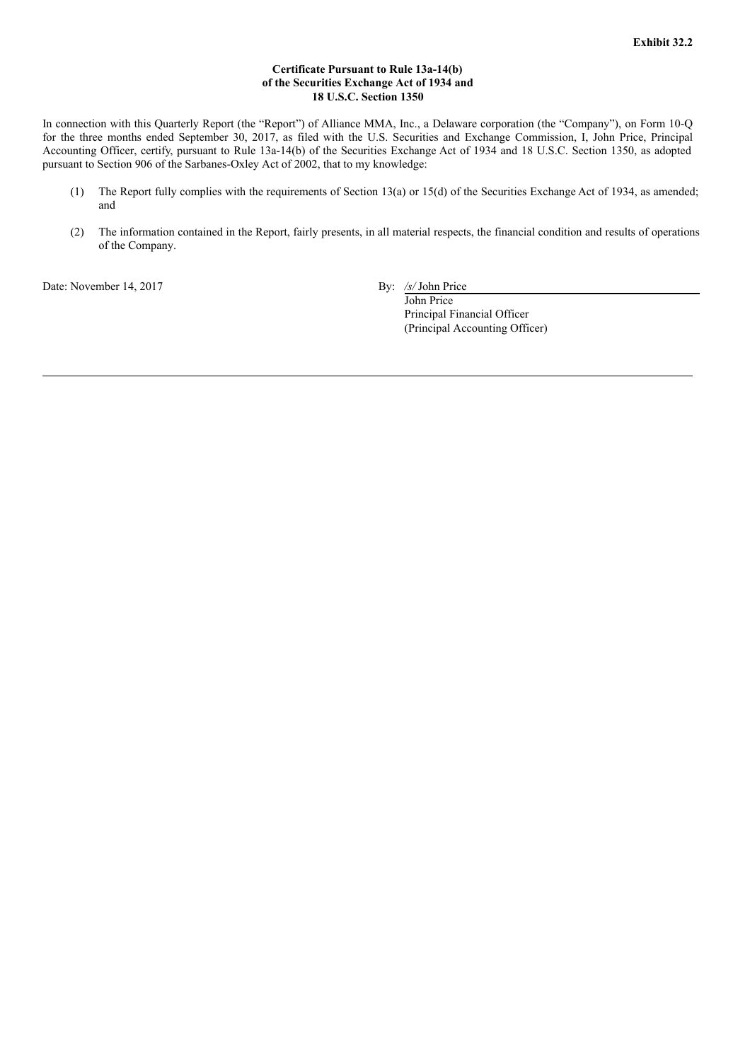**Exhibit 32.2**

**Certificate Pursuant to Rule 13a-14(b)**
**of the Securities Exchange Act of 1934 and**
**18 U.S.C. Section 1350**

In connection with this Quarterly Report (the "Report") of Alliance MMA, Inc., a Delaware corporation (the "Company"), on Form 10-Q for the three months ended September 30, 2017, as filed with the U.S. Securities and Exchange Commission, I, John Price, Principal Accounting Officer, certify, pursuant to Rule 13a-14(b) of the Securities Exchange Act of 1934 and 18 U.S.C. Section 1350, as adopted pursuant to Section 906 of the Sarbanes-Oxley Act of 2002, that to my knowledge:

(1) The Report fully complies with the requirements of Section 13(a) or 15(d) of the Securities Exchange Act of 1934, as amended; and

(2) The information contained in the Report, fairly presents, in all material respects, the financial condition and results of operations of the Company.

Date: November 14, 2017

By: */s/* John Price
John Price
Principal Financial Officer
(Principal Accounting Officer)